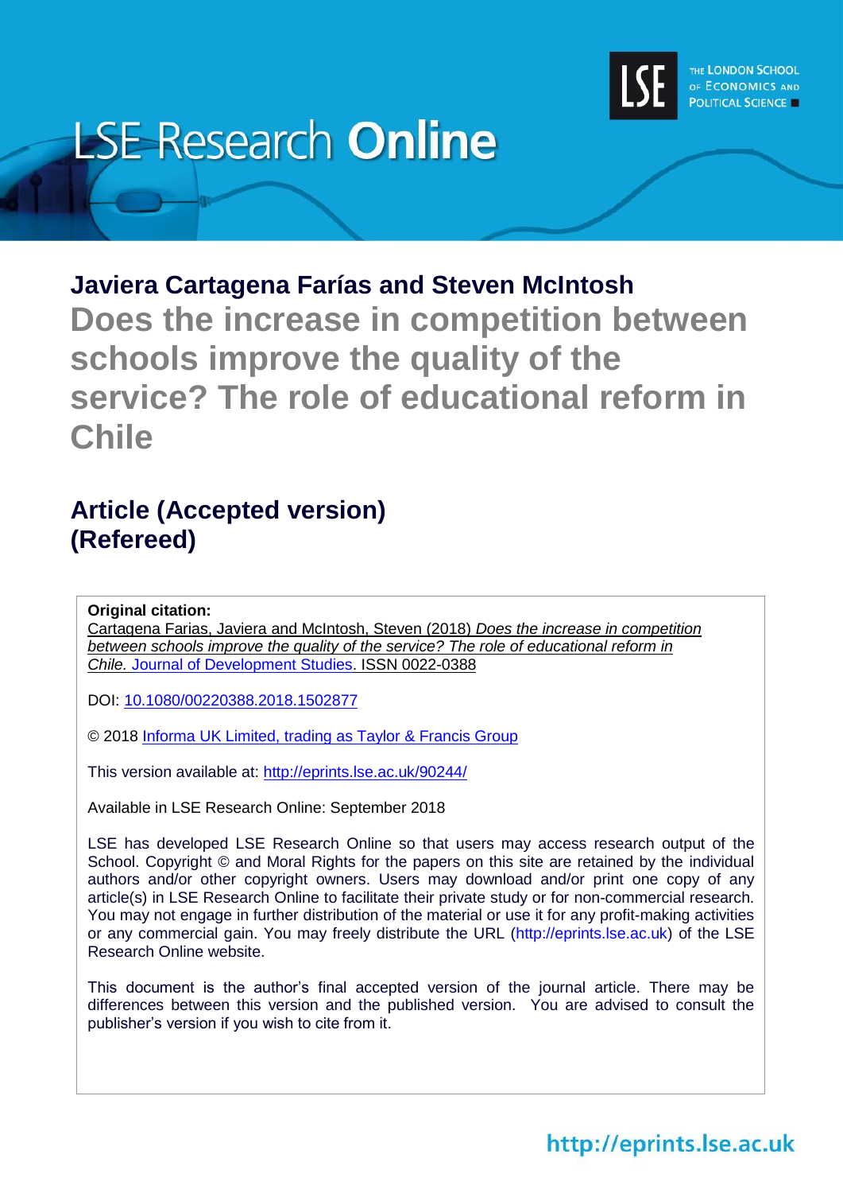# LSE Research **Online**

THE LONDON SCHOOL OF ECONOMICS AND POLITICAL SCIENCE

## Javiera Cartagena Farías and Steven McIntosh

# Does the increase in competition between schools improve the quality of the service? The role of educational reform in Chile

## Article (Accepted version) (Refereed)

**Original citation:**
Cartagena Farias, Javiera and McIntosh, Steven (2018) *Does the increase in competition between schools improve the quality of the service? The role of educational reform in Chile.* Journal of Development Studies. ISSN 0022-0388

DOI: 10.1080/00220388.2018.1502877

© 2018 Informa UK Limited, trading as Taylor & Francis Group

This version available at: http://eprints.lse.ac.uk/90244/

Available in LSE Research Online: September 2018

LSE has developed LSE Research Online so that users may access research output of the School. Copyright © and Moral Rights for the papers on this site are retained by the individual authors and/or other copyright owners. Users may download and/or print one copy of any article(s) in LSE Research Online to facilitate their private study or for non-commercial research. You may not engage in further distribution of the material or use it for any profit-making activities or any commercial gain. You may freely distribute the URL (http://eprints.lse.ac.uk) of the LSE Research Online website.

This document is the author's final accepted version of the journal article. There may be differences between this version and the published version. You are advised to consult the publisher's version if you wish to cite from it.

http://eprints.lse.ac.uk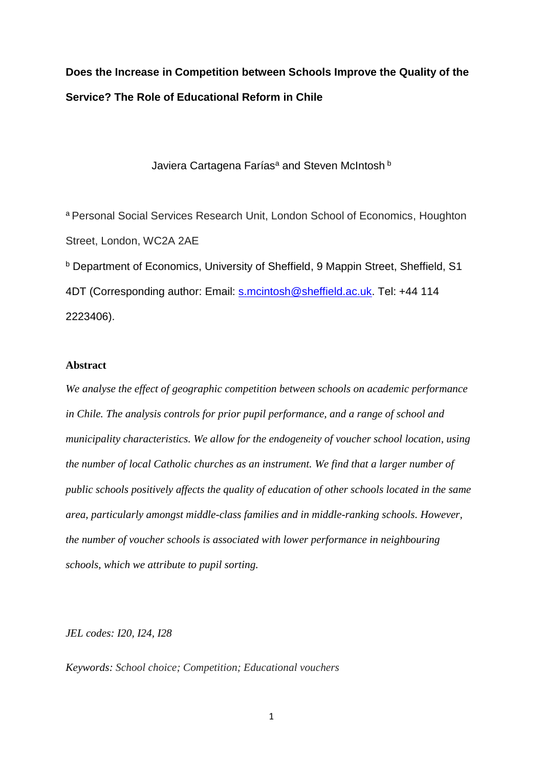**Does the Increase in Competition between Schools Improve the Quality of the Service? The Role of Educational Reform in Chile**

Javiera Cartagena Farías[a] and Steven McIntosh [b]

[a] Personal Social Services Research Unit, London School of Economics, Houghton Street, London, WC2A 2AE

[b] Department of Economics, University of Sheffield, 9 Mappin Street, Sheffield, S1 4DT (Corresponding author: Email: s.mcintosh@sheffield.ac.uk. Tel: +44 114 2223406).

**Abstract**

*We analyse the effect of geographic competition between schools on academic performance in Chile. The analysis controls for prior pupil performance, and a range of school and municipality characteristics. We allow for the endogeneity of voucher school location, using the number of local Catholic churches as an instrument. We find that a larger number of public schools positively affects the quality of education of other schools located in the same area, particularly amongst middle-class families and in middle-ranking schools. However, the number of voucher schools is associated with lower performance in neighbouring schools, which we attribute to pupil sorting.*

*JEL codes: I20, I24, I28*

*Keywords: School choice; Competition; Educational vouchers*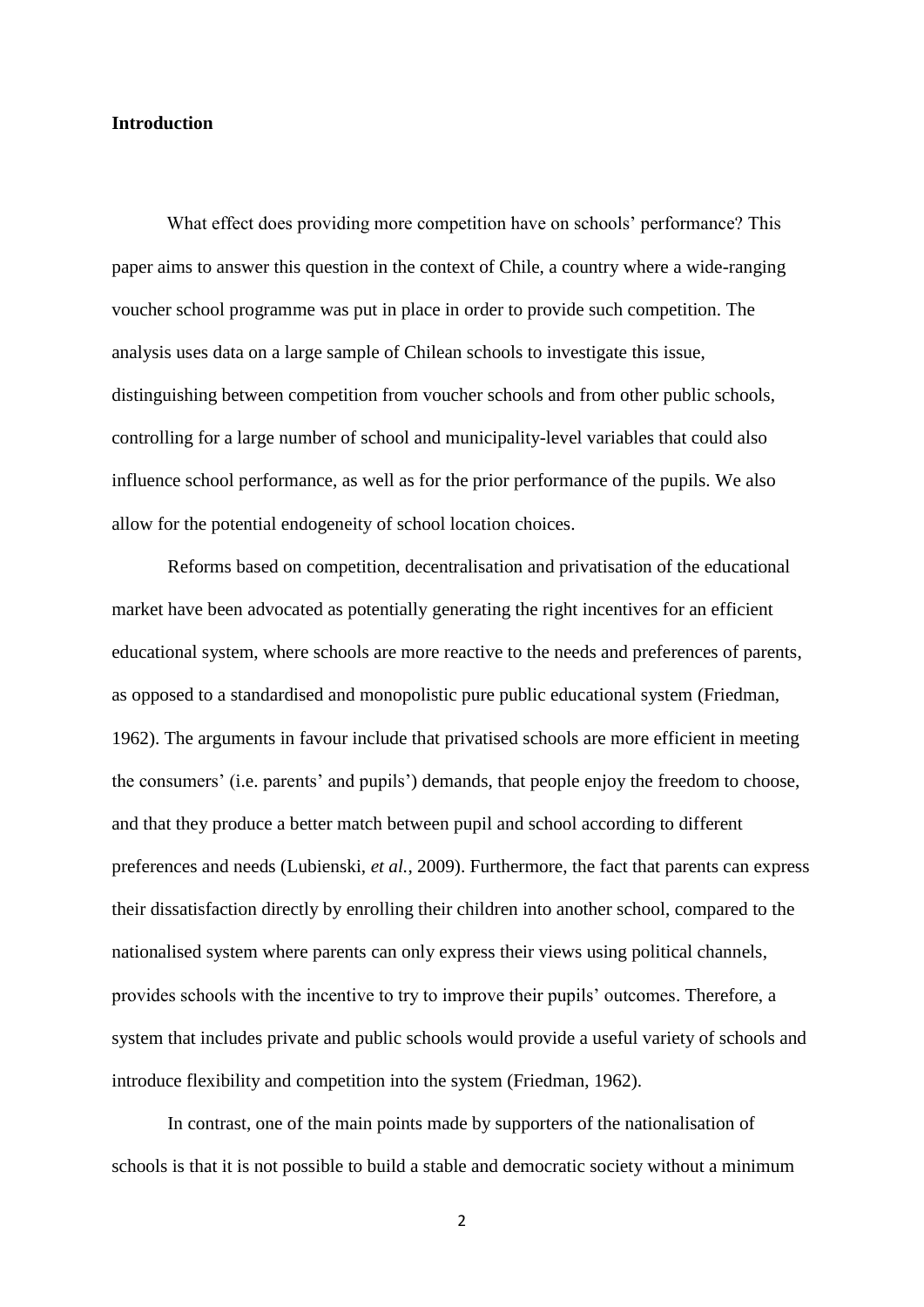**Introduction**

What effect does providing more competition have on schools' performance? This paper aims to answer this question in the context of Chile, a country where a wide-ranging voucher school programme was put in place in order to provide such competition. The analysis uses data on a large sample of Chilean schools to investigate this issue, distinguishing between competition from voucher schools and from other public schools, controlling for a large number of school and municipality-level variables that could also influence school performance, as well as for the prior performance of the pupils. We also allow for the potential endogeneity of school location choices.

Reforms based on competition, decentralisation and privatisation of the educational market have been advocated as potentially generating the right incentives for an efficient educational system, where schools are more reactive to the needs and preferences of parents, as opposed to a standardised and monopolistic pure public educational system (Friedman, 1962). The arguments in favour include that privatised schools are more efficient in meeting the consumers' (i.e. parents' and pupils') demands, that people enjoy the freedom to choose, and that they produce a better match between pupil and school according to different preferences and needs (Lubienski, *et al.*, 2009). Furthermore, the fact that parents can express their dissatisfaction directly by enrolling their children into another school, compared to the nationalised system where parents can only express their views using political channels, provides schools with the incentive to try to improve their pupils' outcomes. Therefore, a system that includes private and public schools would provide a useful variety of schools and introduce flexibility and competition into the system (Friedman, 1962).

In contrast, one of the main points made by supporters of the nationalisation of schools is that it is not possible to build a stable and democratic society without a minimum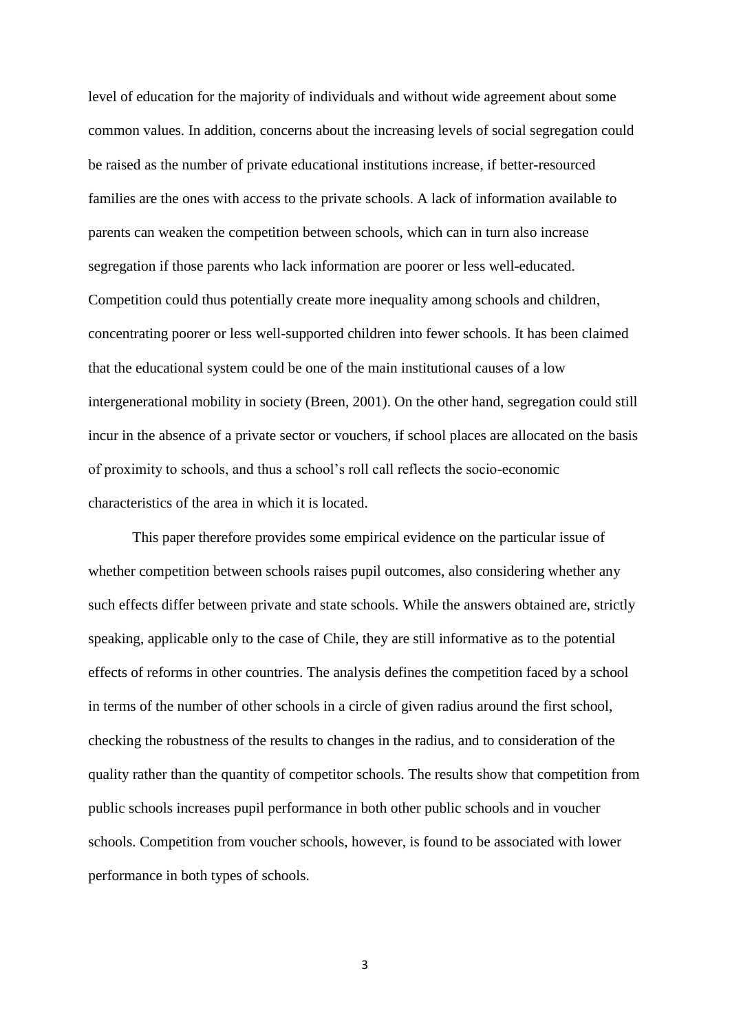level of education for the majority of individuals and without wide agreement about some common values. In addition, concerns about the increasing levels of social segregation could be raised as the number of private educational institutions increase, if better-resourced families are the ones with access to the private schools. A lack of information available to parents can weaken the competition between schools, which can in turn also increase segregation if those parents who lack information are poorer or less well-educated. Competition could thus potentially create more inequality among schools and children, concentrating poorer or less well-supported children into fewer schools. It has been claimed that the educational system could be one of the main institutional causes of a low intergenerational mobility in society (Breen, 2001). On the other hand, segregation could still incur in the absence of a private sector or vouchers, if school places are allocated on the basis of proximity to schools, and thus a school's roll call reflects the socio-economic characteristics of the area in which it is located.

This paper therefore provides some empirical evidence on the particular issue of whether competition between schools raises pupil outcomes, also considering whether any such effects differ between private and state schools. While the answers obtained are, strictly speaking, applicable only to the case of Chile, they are still informative as to the potential effects of reforms in other countries. The analysis defines the competition faced by a school in terms of the number of other schools in a circle of given radius around the first school, checking the robustness of the results to changes in the radius, and to consideration of the quality rather than the quantity of competitor schools. The results show that competition from public schools increases pupil performance in both other public schools and in voucher schools. Competition from voucher schools, however, is found to be associated with lower performance in both types of schools.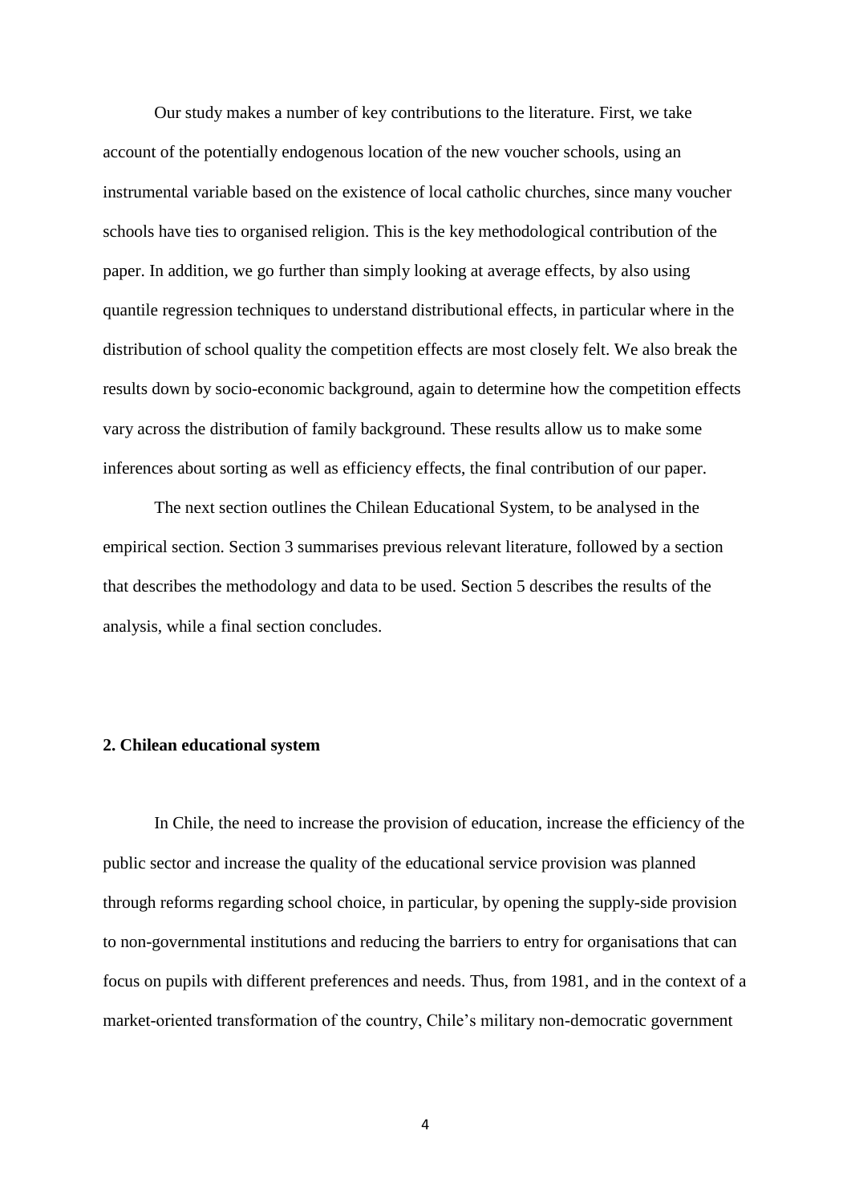Our study makes a number of key contributions to the literature. First, we take account of the potentially endogenous location of the new voucher schools, using an instrumental variable based on the existence of local catholic churches, since many voucher schools have ties to organised religion. This is the key methodological contribution of the paper. In addition, we go further than simply looking at average effects, by also using quantile regression techniques to understand distributional effects, in particular where in the distribution of school quality the competition effects are most closely felt. We also break the results down by socio-economic background, again to determine how the competition effects vary across the distribution of family background. These results allow us to make some inferences about sorting as well as efficiency effects, the final contribution of our paper.

The next section outlines the Chilean Educational System, to be analysed in the empirical section. Section 3 summarises previous relevant literature, followed by a section that describes the methodology and data to be used. Section 5 describes the results of the analysis, while a final section concludes.

## 2. Chilean educational system

In Chile, the need to increase the provision of education, increase the efficiency of the public sector and increase the quality of the educational service provision was planned through reforms regarding school choice, in particular, by opening the supply-side provision to non-governmental institutions and reducing the barriers to entry for organisations that can focus on pupils with different preferences and needs. Thus, from 1981, and in the context of a market-oriented transformation of the country, Chile's military non-democratic government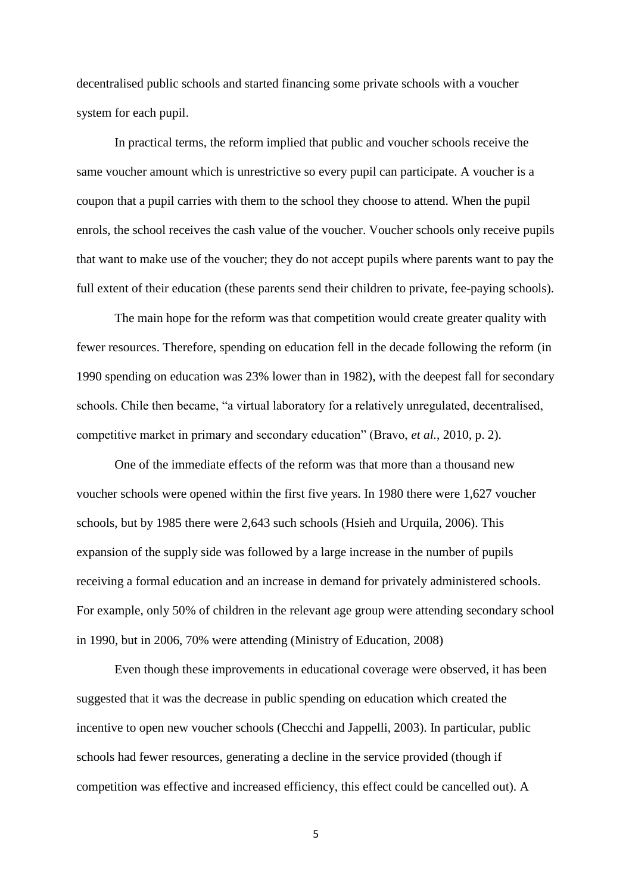decentralised public schools and started financing some private schools with a voucher system for each pupil.

In practical terms, the reform implied that public and voucher schools receive the same voucher amount which is unrestrictive so every pupil can participate. A voucher is a coupon that a pupil carries with them to the school they choose to attend. When the pupil enrols, the school receives the cash value of the voucher. Voucher schools only receive pupils that want to make use of the voucher; they do not accept pupils where parents want to pay the full extent of their education (these parents send their children to private, fee-paying schools).

The main hope for the reform was that competition would create greater quality with fewer resources. Therefore, spending on education fell in the decade following the reform (in 1990 spending on education was 23% lower than in 1982), with the deepest fall for secondary schools. Chile then became, "a virtual laboratory for a relatively unregulated, decentralised, competitive market in primary and secondary education" (Bravo, *et al.*, 2010, p. 2).

One of the immediate effects of the reform was that more than a thousand new voucher schools were opened within the first five years. In 1980 there were 1,627 voucher schools, but by 1985 there were 2,643 such schools (Hsieh and Urquila, 2006). This expansion of the supply side was followed by a large increase in the number of pupils receiving a formal education and an increase in demand for privately administered schools. For example, only 50% of children in the relevant age group were attending secondary school in 1990, but in 2006, 70% were attending (Ministry of Education, 2008)

Even though these improvements in educational coverage were observed, it has been suggested that it was the decrease in public spending on education which created the incentive to open new voucher schools (Checchi and Jappelli, 2003). In particular, public schools had fewer resources, generating a decline in the service provided (though if competition was effective and increased efficiency, this effect could be cancelled out). A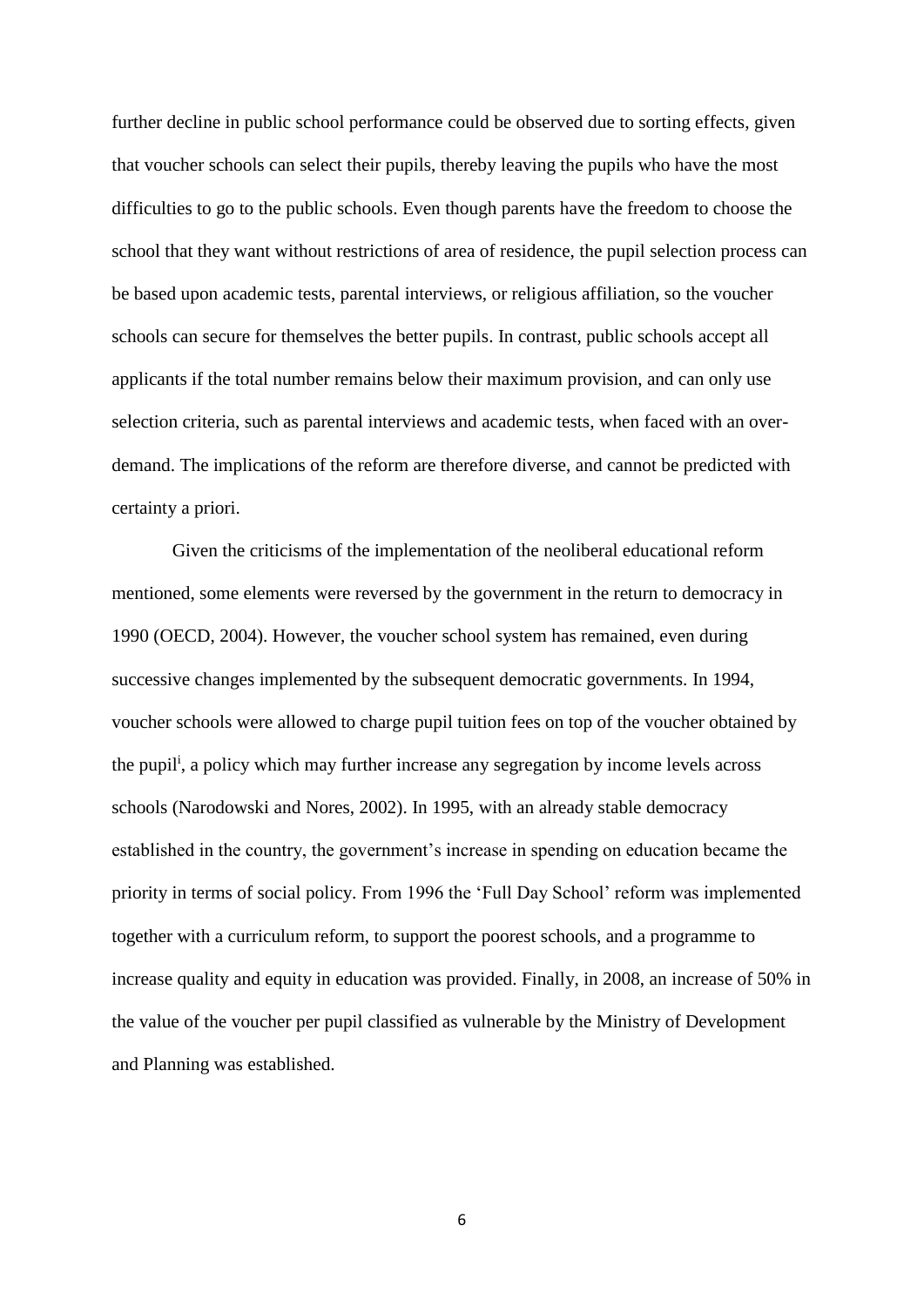further decline in public school performance could be observed due to sorting effects, given that voucher schools can select their pupils, thereby leaving the pupils who have the most difficulties to go to the public schools. Even though parents have the freedom to choose the school that they want without restrictions of area of residence, the pupil selection process can be based upon academic tests, parental interviews, or religious affiliation, so the voucher schools can secure for themselves the better pupils. In contrast, public schools accept all applicants if the total number remains below their maximum provision, and can only use selection criteria, such as parental interviews and academic tests, when faced with an over-demand. The implications of the reform are therefore diverse, and cannot be predicted with certainty a priori.

Given the criticisms of the implementation of the neoliberal educational reform mentioned, some elements were reversed by the government in the return to democracy in 1990 (OECD, 2004). However, the voucher school system has remained, even during successive changes implemented by the subsequent democratic governments. In 1994, voucher schools were allowed to charge pupil tuition fees on top of the voucher obtained by the pupil[i], a policy which may further increase any segregation by income levels across schools (Narodowski and Nores, 2002). In 1995, with an already stable democracy established in the country, the government's increase in spending on education became the priority in terms of social policy. From 1996 the 'Full Day School' reform was implemented together with a curriculum reform, to support the poorest schools, and a programme to increase quality and equity in education was provided. Finally, in 2008, an increase of 50% in the value of the voucher per pupil classified as vulnerable by the Ministry of Development and Planning was established.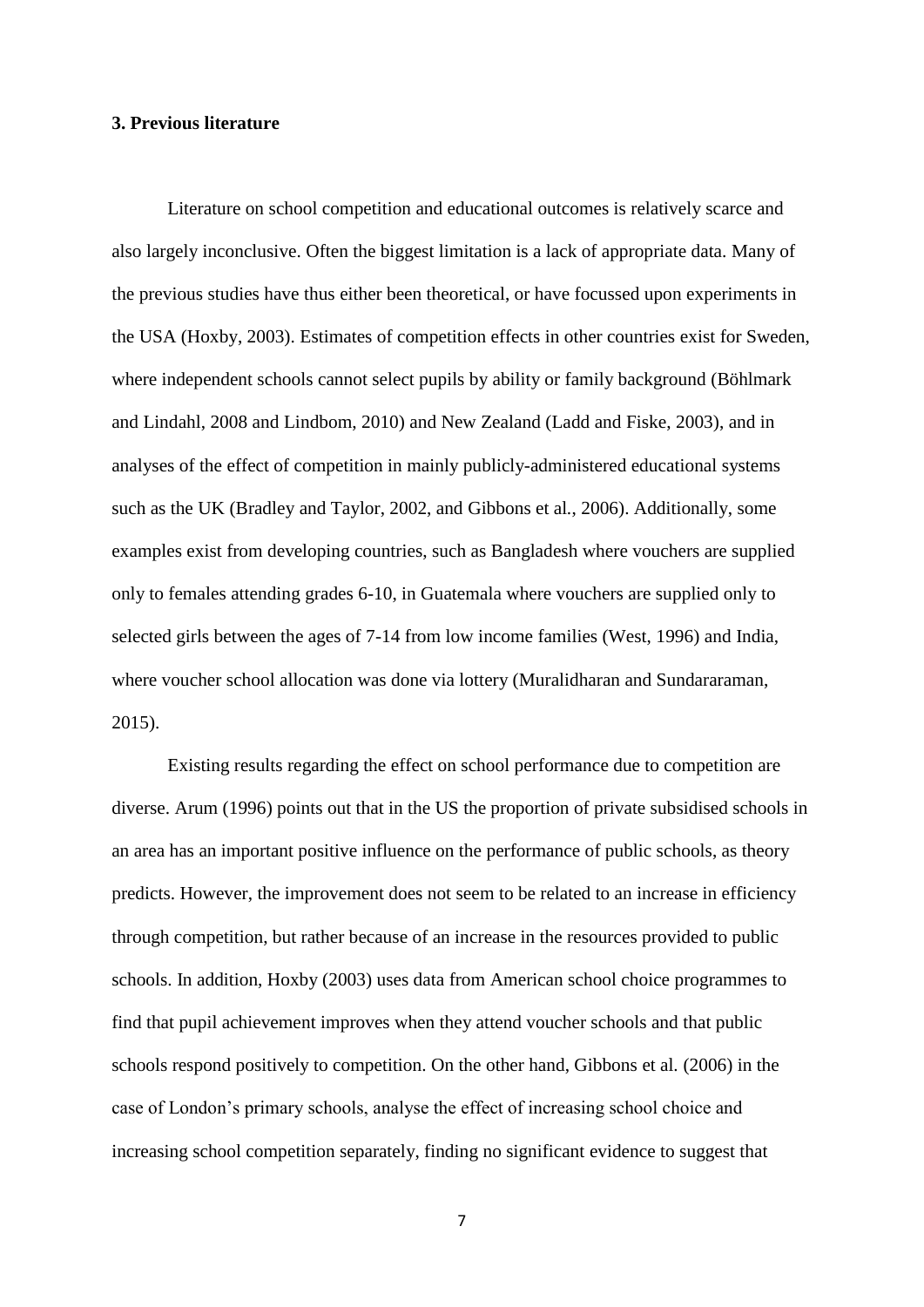### 3. Previous literature

Literature on school competition and educational outcomes is relatively scarce and also largely inconclusive. Often the biggest limitation is a lack of appropriate data. Many of the previous studies have thus either been theoretical, or have focussed upon experiments in the USA (Hoxby, 2003). Estimates of competition effects in other countries exist for Sweden, where independent schools cannot select pupils by ability or family background (Böhlmark and Lindahl, 2008 and Lindbom, 2010) and New Zealand (Ladd and Fiske, 2003), and in analyses of the effect of competition in mainly publicly-administered educational systems such as the UK (Bradley and Taylor, 2002, and Gibbons et al., 2006). Additionally, some examples exist from developing countries, such as Bangladesh where vouchers are supplied only to females attending grades 6-10, in Guatemala where vouchers are supplied only to selected girls between the ages of 7-14 from low income families (West, 1996) and India, where voucher school allocation was done via lottery (Muralidharan and Sundararaman, 2015).

Existing results regarding the effect on school performance due to competition are diverse. Arum (1996) points out that in the US the proportion of private subsidised schools in an area has an important positive influence on the performance of public schools, as theory predicts. However, the improvement does not seem to be related to an increase in efficiency through competition, but rather because of an increase in the resources provided to public schools. In addition, Hoxby (2003) uses data from American school choice programmes to find that pupil achievement improves when they attend voucher schools and that public schools respond positively to competition. On the other hand, Gibbons et al. (2006) in the case of London's primary schools, analyse the effect of increasing school choice and increasing school competition separately, finding no significant evidence to suggest that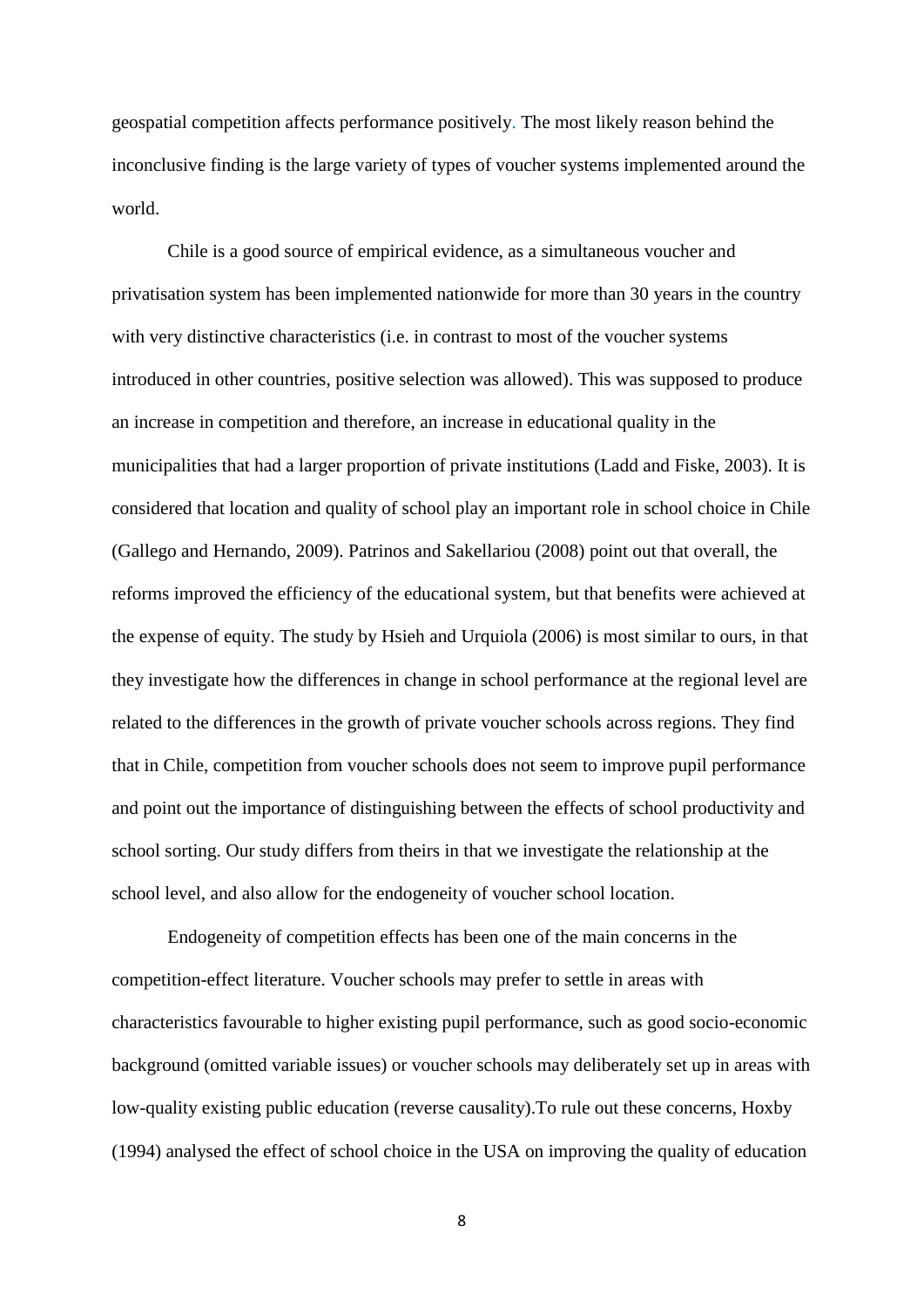geospatial competition affects performance positively. The most likely reason behind the inconclusive finding is the large variety of types of voucher systems implemented around the world.

Chile is a good source of empirical evidence, as a simultaneous voucher and privatisation system has been implemented nationwide for more than 30 years in the country with very distinctive characteristics (i.e. in contrast to most of the voucher systems introduced in other countries, positive selection was allowed). This was supposed to produce an increase in competition and therefore, an increase in educational quality in the municipalities that had a larger proportion of private institutions (Ladd and Fiske, 2003). It is considered that location and quality of school play an important role in school choice in Chile (Gallego and Hernando, 2009). Patrinos and Sakellariou (2008) point out that overall, the reforms improved the efficiency of the educational system, but that benefits were achieved at the expense of equity. The study by Hsieh and Urquiola (2006) is most similar to ours, in that they investigate how the differences in change in school performance at the regional level are related to the differences in the growth of private voucher schools across regions. They find that in Chile, competition from voucher schools does not seem to improve pupil performance and point out the importance of distinguishing between the effects of school productivity and school sorting. Our study differs from theirs in that we investigate the relationship at the school level, and also allow for the endogeneity of voucher school location.

Endogeneity of competition effects has been one of the main concerns in the competition-effect literature. Voucher schools may prefer to settle in areas with characteristics favourable to higher existing pupil performance, such as good socio-economic background (omitted variable issues) or voucher schools may deliberately set up in areas with low-quality existing public education (reverse causality).To rule out these concerns, Hoxby (1994) analysed the effect of school choice in the USA on improving the quality of education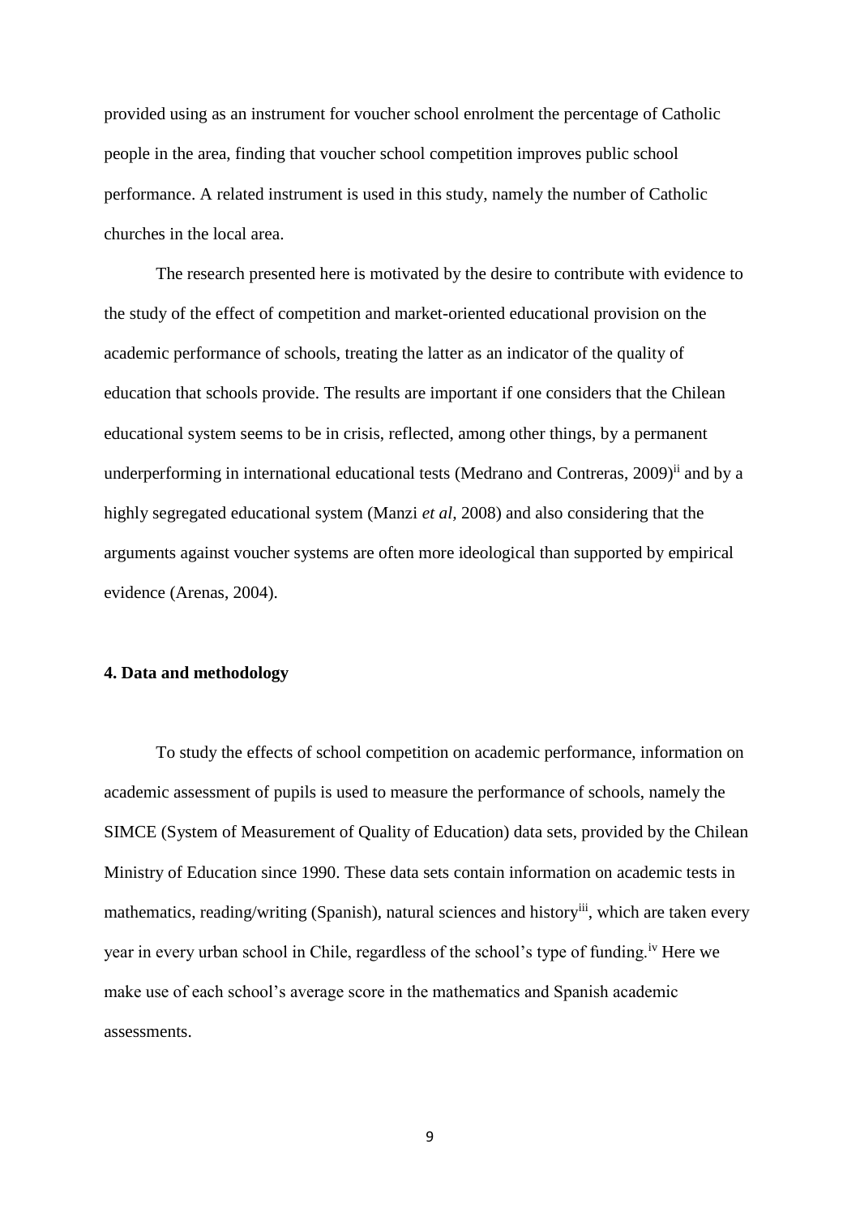provided using as an instrument for voucher school enrolment the percentage of Catholic people in the area, finding that voucher school competition improves public school performance. A related instrument is used in this study, namely the number of Catholic churches in the local area.

The research presented here is motivated by the desire to contribute with evidence to the study of the effect of competition and market-oriented educational provision on the academic performance of schools, treating the latter as an indicator of the quality of education that schools provide. The results are important if one considers that the Chilean educational system seems to be in crisis, reflected, among other things, by a permanent underperforming in international educational tests (Medrano and Contreras, 2009)[ii] and by a highly segregated educational system (Manzi *et al*, 2008) and also considering that the arguments against voucher systems are often more ideological than supported by empirical evidence (Arenas, 2004).

## 4. Data and methodology

To study the effects of school competition on academic performance, information on academic assessment of pupils is used to measure the performance of schools, namely the SIMCE (System of Measurement of Quality of Education) data sets, provided by the Chilean Ministry of Education since 1990. These data sets contain information on academic tests in mathematics, reading/writing (Spanish), natural sciences and history[iii], which are taken every year in every urban school in Chile, regardless of the school's type of funding.[iv] Here we make use of each school's average score in the mathematics and Spanish academic assessments.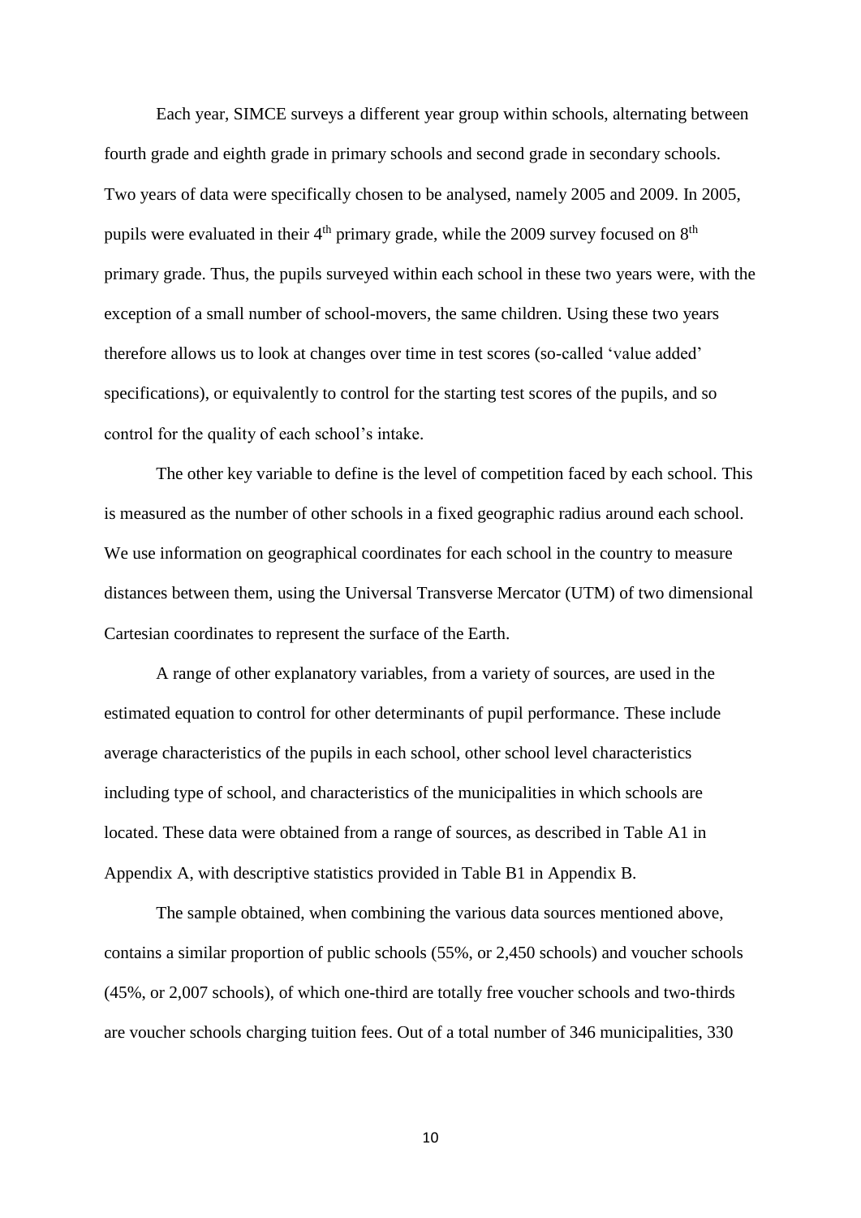Each year, SIMCE surveys a different year group within schools, alternating between fourth grade and eighth grade in primary schools and second grade in secondary schools. Two years of data were specifically chosen to be analysed, namely 2005 and 2009. In 2005, pupils were evaluated in their $4^{th}$ primary grade, while the 2009 survey focused on $8^{th}$ primary grade. Thus, the pupils surveyed within each school in these two years were, with the exception of a small number of school-movers, the same children. Using these two years therefore allows us to look at changes over time in test scores (so-called 'value added' specifications), or equivalently to control for the starting test scores of the pupils, and so control for the quality of each school's intake.

The other key variable to define is the level of competition faced by each school. This is measured as the number of other schools in a fixed geographic radius around each school. We use information on geographical coordinates for each school in the country to measure distances between them, using the Universal Transverse Mercator (UTM) of two dimensional Cartesian coordinates to represent the surface of the Earth.

A range of other explanatory variables, from a variety of sources, are used in the estimated equation to control for other determinants of pupil performance. These include average characteristics of the pupils in each school, other school level characteristics including type of school, and characteristics of the municipalities in which schools are located. These data were obtained from a range of sources, as described in Table A1 in Appendix A, with descriptive statistics provided in Table B1 in Appendix B.

The sample obtained, when combining the various data sources mentioned above, contains a similar proportion of public schools (55%, or 2,450 schools) and voucher schools (45%, or 2,007 schools), of which one-third are totally free voucher schools and two-thirds are voucher schools charging tuition fees. Out of a total number of 346 municipalities, 330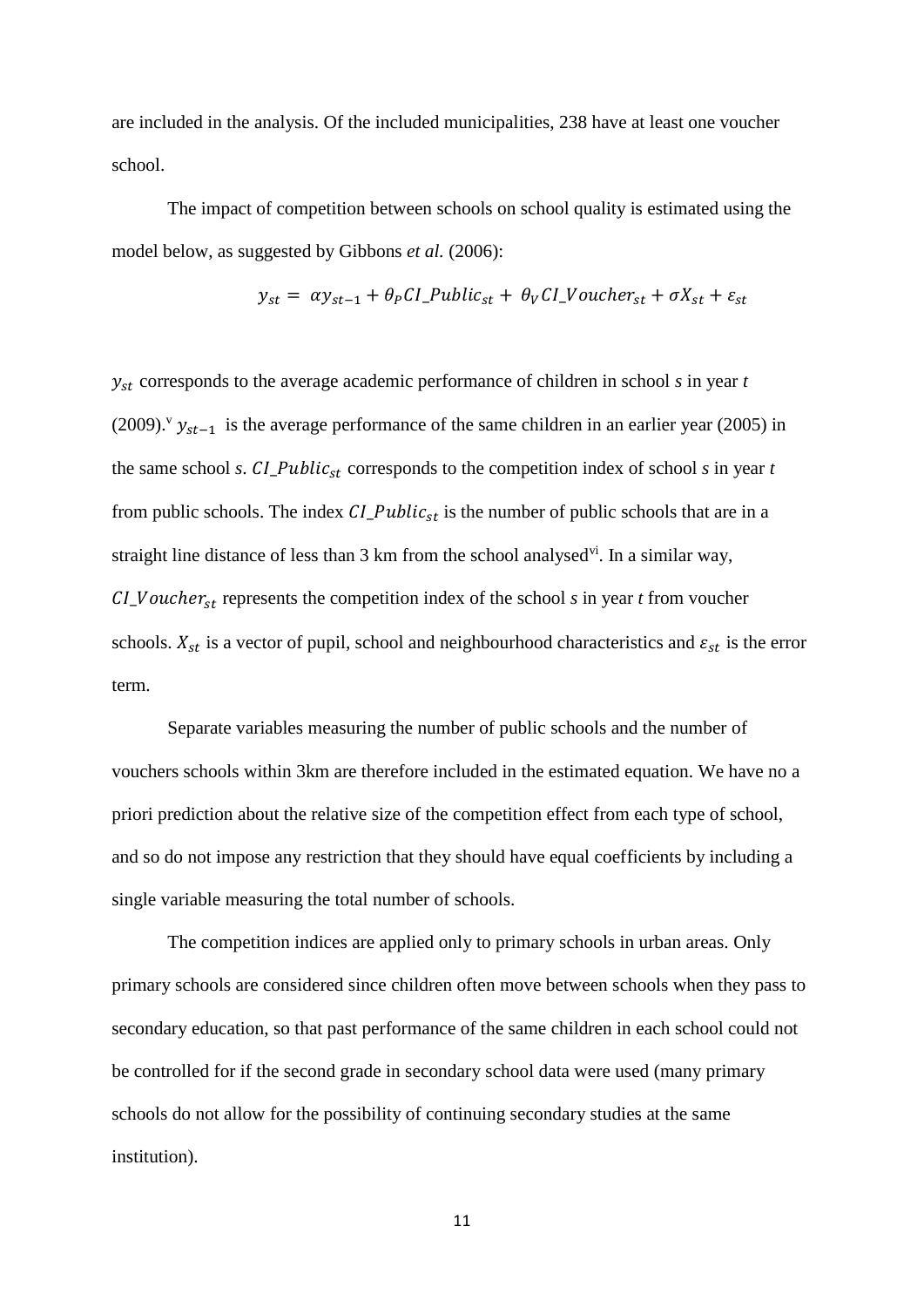are included in the analysis. Of the included municipalities, 238 have at least one voucher school.

The impact of competition between schools on school quality is estimated using the model below, as suggested by Gibbons *et al.* (2006):

$$y_{st} = \alpha y_{st-1} + \theta_P CI\_Public_{st} + \theta_V CI\_Voucher_{st} + \sigma X_{st} + \varepsilon_{st}$$

$y_{st}$ corresponds to the average academic performance of children in school *s* in year *t* (2009).[v] $y_{st-1}$ is the average performance of the same children in an earlier year (2005) in the same school *s*. $CI\_Public_{st}$ corresponds to the competition index of school *s* in year *t* from public schools. The index $CI\_Public_{st}$ is the number of public schools that are in a straight line distance of less than 3 km from the school analysed[vi]. In a similar way, $CI\_Voucher_{st}$ represents the competition index of the school *s* in year *t* from voucher schools. $X_{st}$ is a vector of pupil, school and neighbourhood characteristics and $\varepsilon_{st}$ is the error term.

Separate variables measuring the number of public schools and the number of vouchers schools within 3km are therefore included in the estimated equation. We have no a priori prediction about the relative size of the competition effect from each type of school, and so do not impose any restriction that they should have equal coefficients by including a single variable measuring the total number of schools.

The competition indices are applied only to primary schools in urban areas. Only primary schools are considered since children often move between schools when they pass to secondary education, so that past performance of the same children in each school could not be controlled for if the second grade in secondary school data were used (many primary schools do not allow for the possibility of continuing secondary studies at the same institution).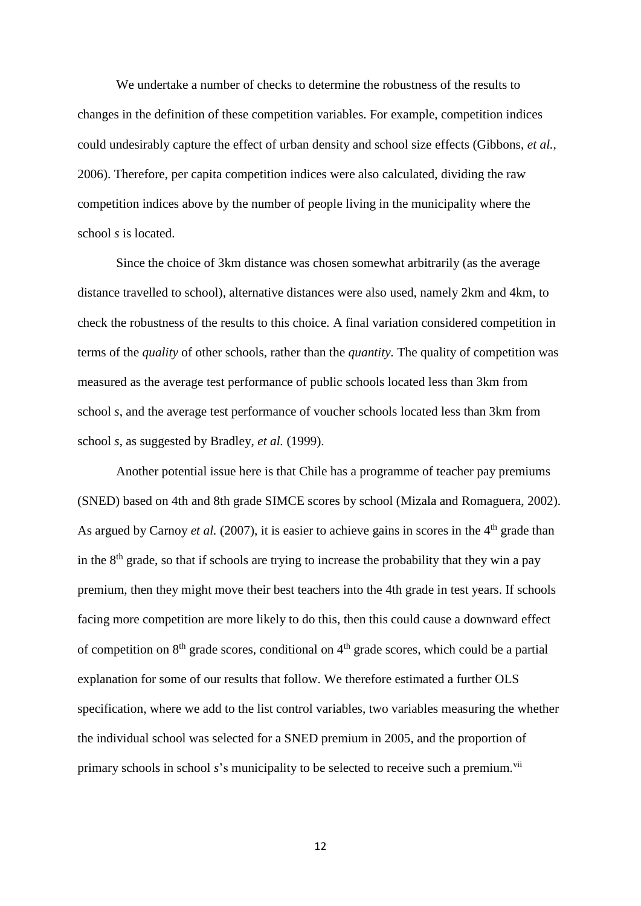We undertake a number of checks to determine the robustness of the results to changes in the definition of these competition variables. For example, competition indices could undesirably capture the effect of urban density and school size effects (Gibbons, *et al.*, 2006). Therefore, per capita competition indices were also calculated, dividing the raw competition indices above by the number of people living in the municipality where the school *s* is located.

Since the choice of 3km distance was chosen somewhat arbitrarily (as the average distance travelled to school), alternative distances were also used, namely 2km and 4km, to check the robustness of the results to this choice. A final variation considered competition in terms of the *quality* of other schools, rather than the *quantity.* The quality of competition was measured as the average test performance of public schools located less than 3km from school *s*, and the average test performance of voucher schools located less than 3km from school *s*, as suggested by Bradley, *et al.* (1999).

Another potential issue here is that Chile has a programme of teacher pay premiums (SNED) based on 4th and 8th grade SIMCE scores by school (Mizala and Romaguera, 2002). As argued by Carnoy *et al.* (2007), it is easier to achieve gains in scores in the 4$^{th}$ grade than in the 8$^{th}$ grade, so that if schools are trying to increase the probability that they win a pay premium, then they might move their best teachers into the 4th grade in test years. If schools facing more competition are more likely to do this, then this could cause a downward effect of competition on 8$^{th}$ grade scores, conditional on 4$^{th}$ grade scores, which could be a partial explanation for some of our results that follow. We therefore estimated a further OLS specification, where we add to the list control variables, two variables measuring the whether the individual school was selected for a SNED premium in 2005, and the proportion of primary schools in school *s*'s municipality to be selected to receive such a premium.[vii]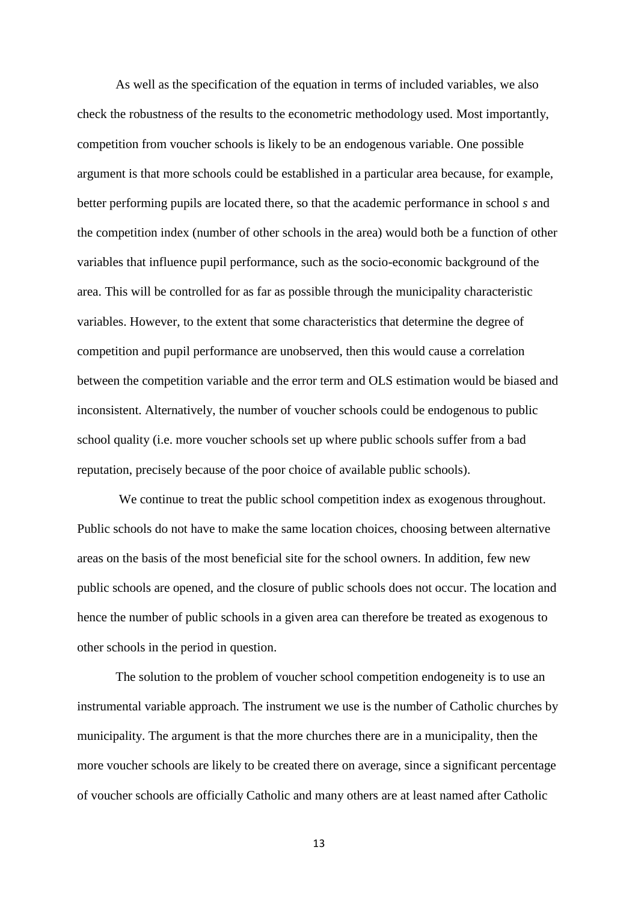As well as the specification of the equation in terms of included variables, we also check the robustness of the results to the econometric methodology used. Most importantly, competition from voucher schools is likely to be an endogenous variable. One possible argument is that more schools could be established in a particular area because, for example, better performing pupils are located there, so that the academic performance in school *s* and the competition index (number of other schools in the area) would both be a function of other variables that influence pupil performance, such as the socio-economic background of the area. This will be controlled for as far as possible through the municipality characteristic variables. However, to the extent that some characteristics that determine the degree of competition and pupil performance are unobserved, then this would cause a correlation between the competition variable and the error term and OLS estimation would be biased and inconsistent. Alternatively, the number of voucher schools could be endogenous to public school quality (i.e. more voucher schools set up where public schools suffer from a bad reputation, precisely because of the poor choice of available public schools).

We continue to treat the public school competition index as exogenous throughout. Public schools do not have to make the same location choices, choosing between alternative areas on the basis of the most beneficial site for the school owners. In addition, few new public schools are opened, and the closure of public schools does not occur. The location and hence the number of public schools in a given area can therefore be treated as exogenous to other schools in the period in question.

The solution to the problem of voucher school competition endogeneity is to use an instrumental variable approach. The instrument we use is the number of Catholic churches by municipality. The argument is that the more churches there are in a municipality, then the more voucher schools are likely to be created there on average, since a significant percentage of voucher schools are officially Catholic and many others are at least named after Catholic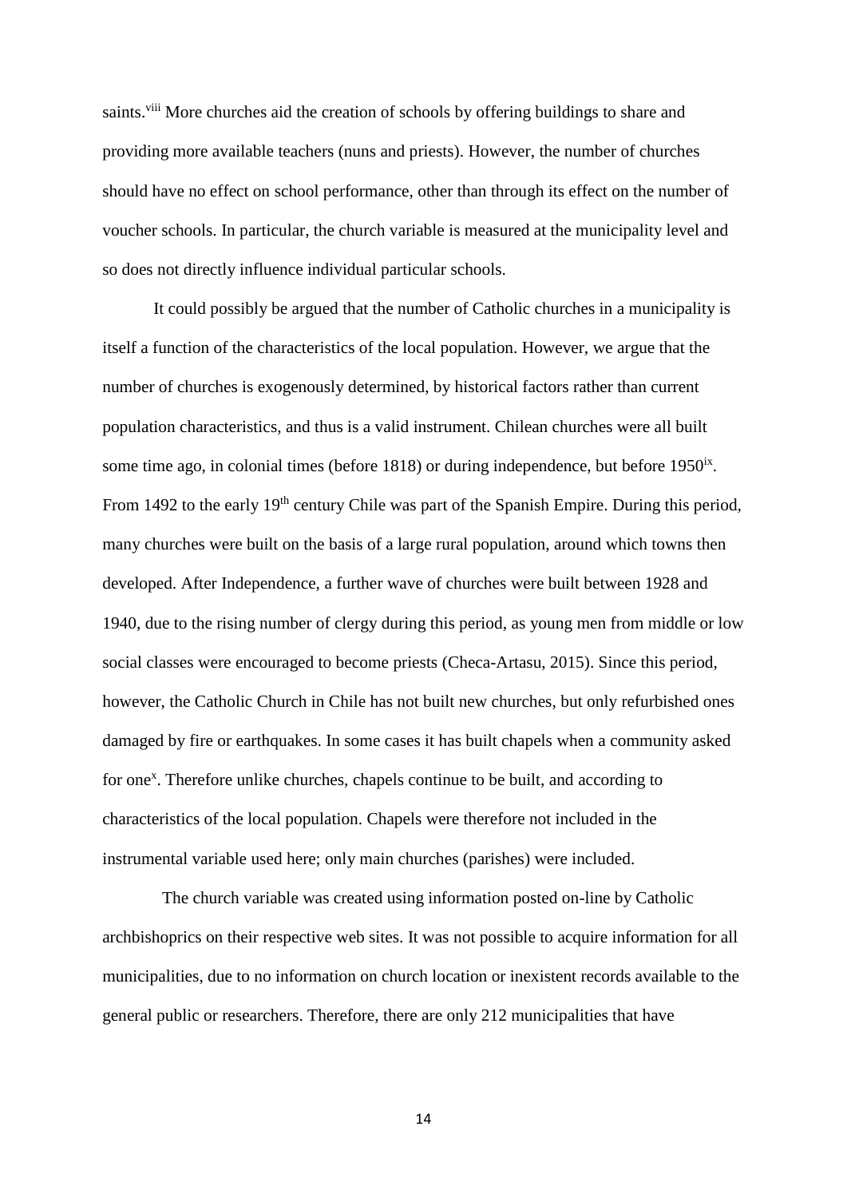saints.[viii] More churches aid the creation of schools by offering buildings to share and providing more available teachers (nuns and priests). However, the number of churches should have no effect on school performance, other than through its effect on the number of voucher schools. In particular, the church variable is measured at the municipality level and so does not directly influence individual particular schools.

It could possibly be argued that the number of Catholic churches in a municipality is itself a function of the characteristics of the local population. However, we argue that the number of churches is exogenously determined, by historical factors rather than current population characteristics, and thus is a valid instrument. Chilean churches were all built some time ago, in colonial times (before 1818) or during independence, but before 1950[ix]. From 1492 to the early 19th century Chile was part of the Spanish Empire. During this period, many churches were built on the basis of a large rural population, around which towns then developed. After Independence, a further wave of churches were built between 1928 and 1940, due to the rising number of clergy during this period, as young men from middle or low social classes were encouraged to become priests (Checa-Artasu, 2015). Since this period, however, the Catholic Church in Chile has not built new churches, but only refurbished ones damaged by fire or earthquakes. In some cases it has built chapels when a community asked for one[x]. Therefore unlike churches, chapels continue to be built, and according to characteristics of the local population. Chapels were therefore not included in the instrumental variable used here; only main churches (parishes) were included.

The church variable was created using information posted on-line by Catholic archbishoprics on their respective web sites. It was not possible to acquire information for all municipalities, due to no information on church location or inexistent records available to the general public or researchers. Therefore, there are only 212 municipalities that have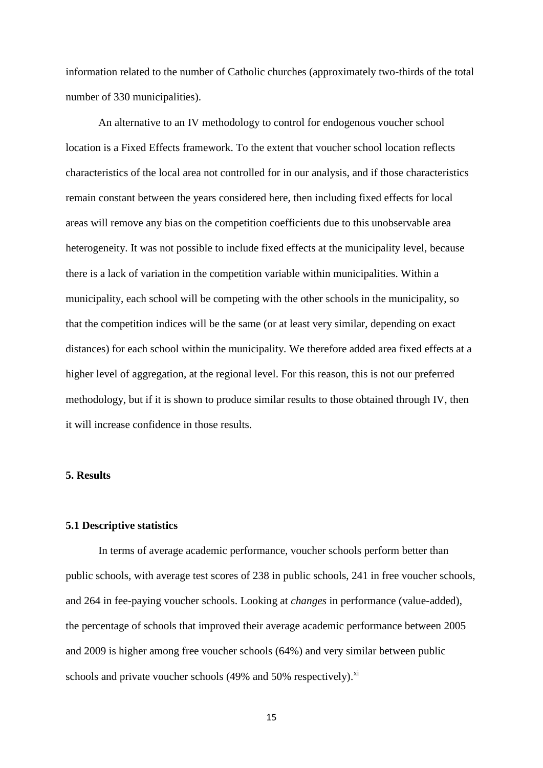information related to the number of Catholic churches (approximately two-thirds of the total number of 330 municipalities).

An alternative to an IV methodology to control for endogenous voucher school location is a Fixed Effects framework. To the extent that voucher school location reflects characteristics of the local area not controlled for in our analysis, and if those characteristics remain constant between the years considered here, then including fixed effects for local areas will remove any bias on the competition coefficients due to this unobservable area heterogeneity. It was not possible to include fixed effects at the municipality level, because there is a lack of variation in the competition variable within municipalities. Within a municipality, each school will be competing with the other schools in the municipality, so that the competition indices will be the same (or at least very similar, depending on exact distances) for each school within the municipality. We therefore added area fixed effects at a higher level of aggregation, at the regional level. For this reason, this is not our preferred methodology, but if it is shown to produce similar results to those obtained through IV, then it will increase confidence in those results.

## 5. Results

### 5.1 Descriptive statistics

In terms of average academic performance, voucher schools perform better than public schools, with average test scores of 238 in public schools, 241 in free voucher schools, and 264 in fee-paying voucher schools. Looking at *changes* in performance (value-added), the percentage of schools that improved their average academic performance between 2005 and 2009 is higher among free voucher schools (64%) and very similar between public schools and private voucher schools (49% and 50% respectively).[xi]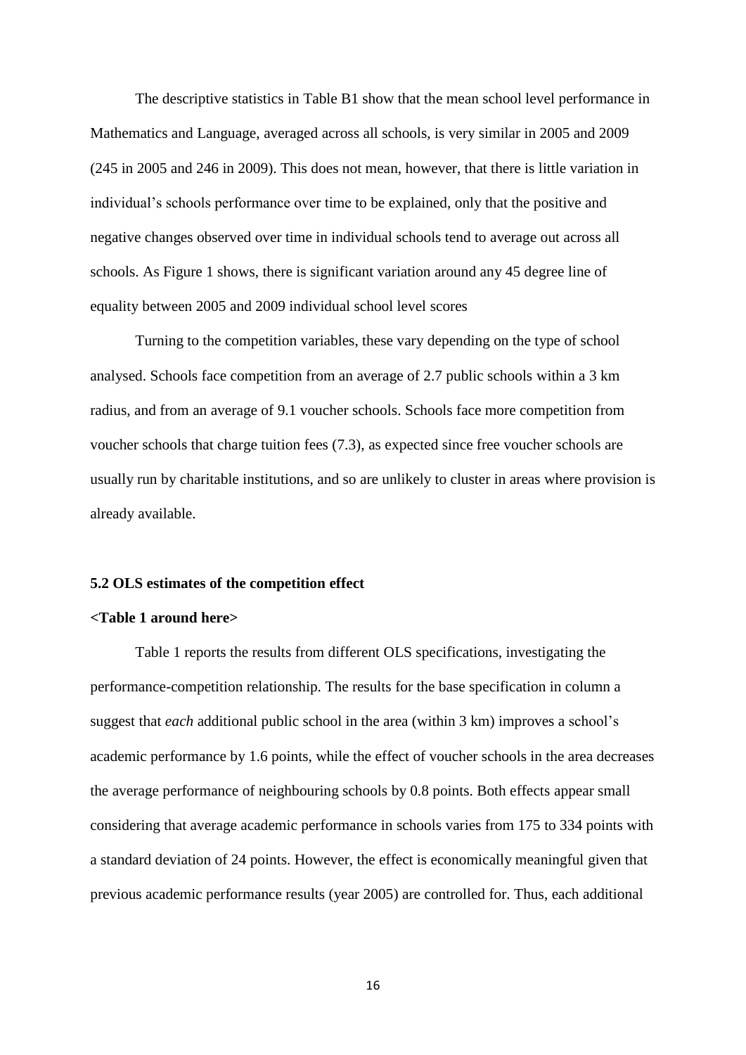The descriptive statistics in Table B1 show that the mean school level performance in Mathematics and Language, averaged across all schools, is very similar in 2005 and 2009 (245 in 2005 and 246 in 2009). This does not mean, however, that there is little variation in individual's schools performance over time to be explained, only that the positive and negative changes observed over time in individual schools tend to average out across all schools. As Figure 1 shows, there is significant variation around any 45 degree line of equality between 2005 and 2009 individual school level scores

Turning to the competition variables, these vary depending on the type of school analysed. Schools face competition from an average of 2.7 public schools within a 3 km radius, and from an average of 9.1 voucher schools. Schools face more competition from voucher schools that charge tuition fees (7.3), as expected since free voucher schools are usually run by charitable institutions, and so are unlikely to cluster in areas where provision is already available.

### 5.2 OLS estimates of the competition effect

**<Table 1 around here>**

Table 1 reports the results from different OLS specifications, investigating the performance-competition relationship. The results for the base specification in column a suggest that *each* additional public school in the area (within 3 km) improves a school's academic performance by 1.6 points, while the effect of voucher schools in the area decreases the average performance of neighbouring schools by 0.8 points. Both effects appear small considering that average academic performance in schools varies from 175 to 334 points with a standard deviation of 24 points. However, the effect is economically meaningful given that previous academic performance results (year 2005) are controlled for. Thus, each additional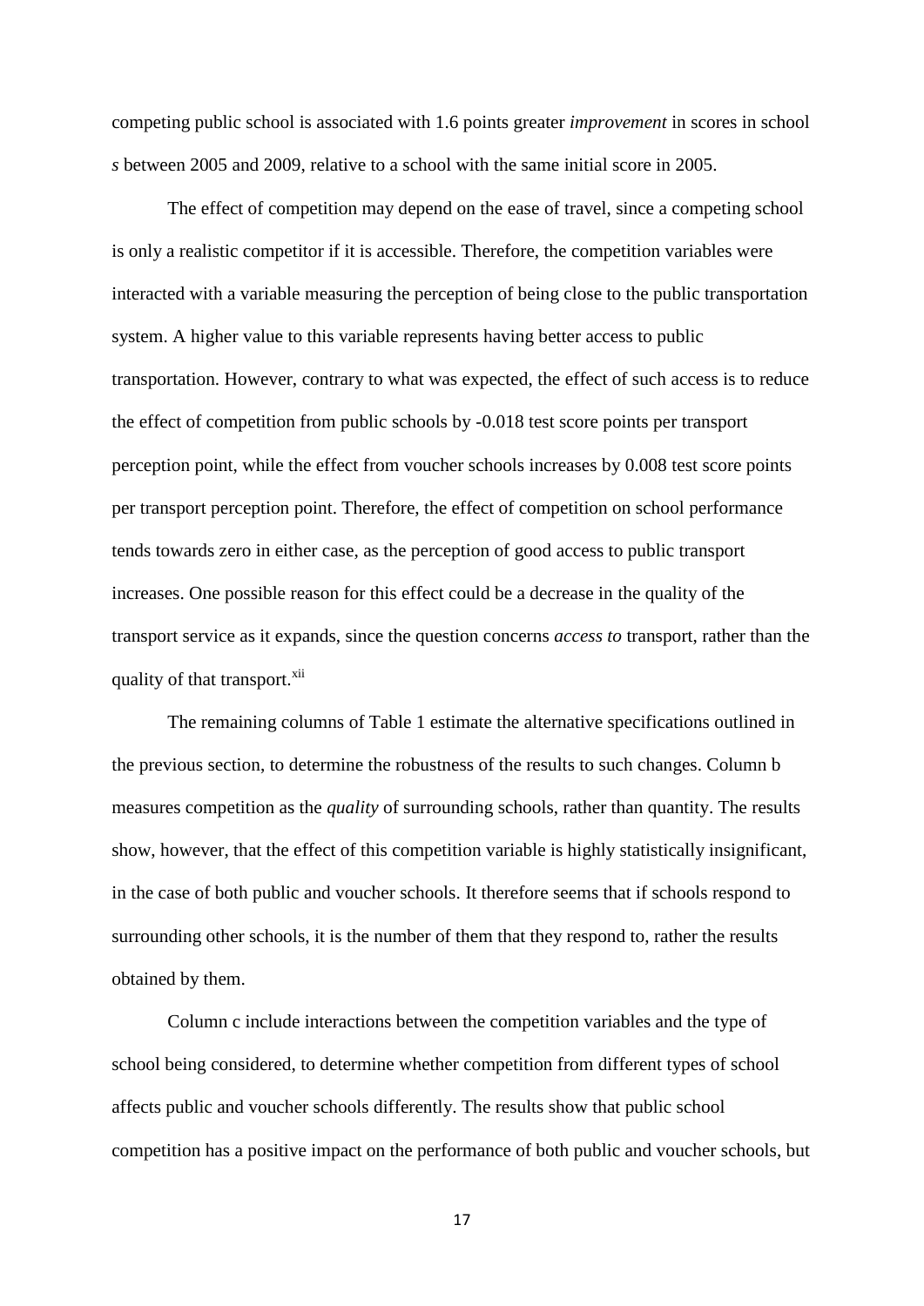competing public school is associated with 1.6 points greater *improvement* in scores in school *s* between 2005 and 2009, relative to a school with the same initial score in 2005.

The effect of competition may depend on the ease of travel, since a competing school is only a realistic competitor if it is accessible. Therefore, the competition variables were interacted with a variable measuring the perception of being close to the public transportation system. A higher value to this variable represents having better access to public transportation. However, contrary to what was expected, the effect of such access is to reduce the effect of competition from public schools by -0.018 test score points per transport perception point, while the effect from voucher schools increases by 0.008 test score points per transport perception point. Therefore, the effect of competition on school performance tends towards zero in either case, as the perception of good access to public transport increases. One possible reason for this effect could be a decrease in the quality of the transport service as it expands, since the question concerns *access to* transport, rather than the quality of that transport.[xii]

The remaining columns of Table 1 estimate the alternative specifications outlined in the previous section, to determine the robustness of the results to such changes. Column b measures competition as the *quality* of surrounding schools, rather than quantity. The results show, however, that the effect of this competition variable is highly statistically insignificant, in the case of both public and voucher schools. It therefore seems that if schools respond to surrounding other schools, it is the number of them that they respond to, rather the results obtained by them.

Column c include interactions between the competition variables and the type of school being considered, to determine whether competition from different types of school affects public and voucher schools differently. The results show that public school competition has a positive impact on the performance of both public and voucher schools, but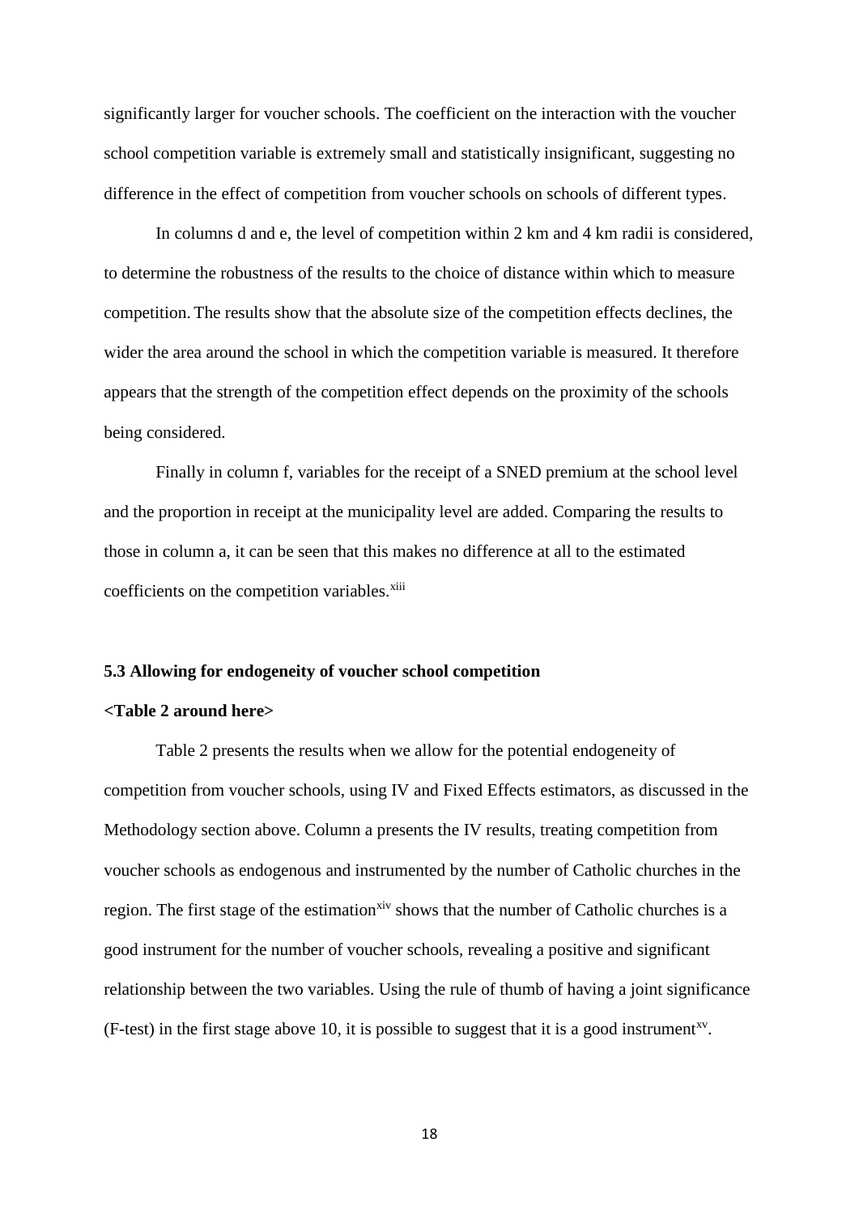significantly larger for voucher schools. The coefficient on the interaction with the voucher school competition variable is extremely small and statistically insignificant, suggesting no difference in the effect of competition from voucher schools on schools of different types.

In columns d and e, the level of competition within 2 km and 4 km radii is considered, to determine the robustness of the results to the choice of distance within which to measure competition. The results show that the absolute size of the competition effects declines, the wider the area around the school in which the competition variable is measured. It therefore appears that the strength of the competition effect depends on the proximity of the schools being considered.

Finally in column f, variables for the receipt of a SNED premium at the school level and the proportion in receipt at the municipality level are added. Comparing the results to those in column a, it can be seen that this makes no difference at all to the estimated coefficients on the competition variables.[xiii]

### 5.3 Allowing for endogeneity of voucher school competition

**<Table 2 around here>**

Table 2 presents the results when we allow for the potential endogeneity of competition from voucher schools, using IV and Fixed Effects estimators, as discussed in the Methodology section above. Column a presents the IV results, treating competition from voucher schools as endogenous and instrumented by the number of Catholic churches in the region. The first stage of the estimation[xiv] shows that the number of Catholic churches is a good instrument for the number of voucher schools, revealing a positive and significant relationship between the two variables. Using the rule of thumb of having a joint significance (F-test) in the first stage above 10, it is possible to suggest that it is a good instrument[xv].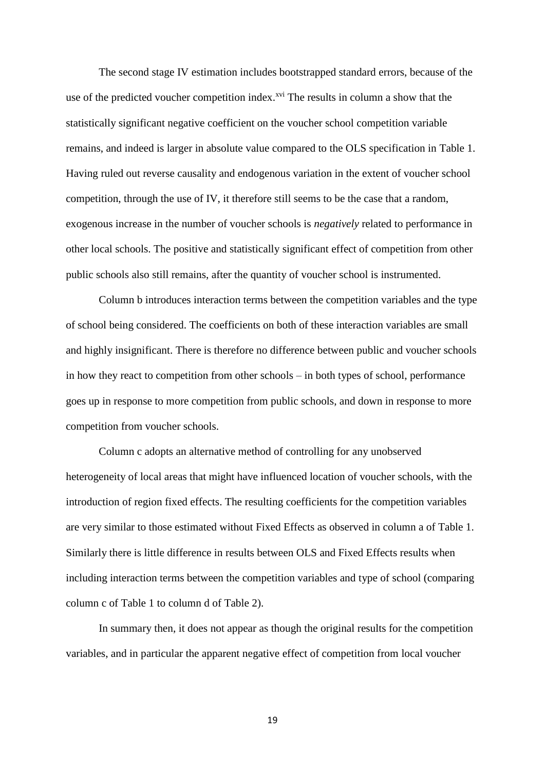The second stage IV estimation includes bootstrapped standard errors, because of the use of the predicted voucher competition index.[xvi] The results in column a show that the statistically significant negative coefficient on the voucher school competition variable remains, and indeed is larger in absolute value compared to the OLS specification in Table 1. Having ruled out reverse causality and endogenous variation in the extent of voucher school competition, through the use of IV, it therefore still seems to be the case that a random, exogenous increase in the number of voucher schools is *negatively* related to performance in other local schools. The positive and statistically significant effect of competition from other public schools also still remains, after the quantity of voucher school is instrumented.

Column b introduces interaction terms between the competition variables and the type of school being considered. The coefficients on both of these interaction variables are small and highly insignificant. There is therefore no difference between public and voucher schools in how they react to competition from other schools – in both types of school, performance goes up in response to more competition from public schools, and down in response to more competition from voucher schools.

Column c adopts an alternative method of controlling for any unobserved heterogeneity of local areas that might have influenced location of voucher schools, with the introduction of region fixed effects. The resulting coefficients for the competition variables are very similar to those estimated without Fixed Effects as observed in column a of Table 1. Similarly there is little difference in results between OLS and Fixed Effects results when including interaction terms between the competition variables and type of school (comparing column c of Table 1 to column d of Table 2).

In summary then, it does not appear as though the original results for the competition variables, and in particular the apparent negative effect of competition from local voucher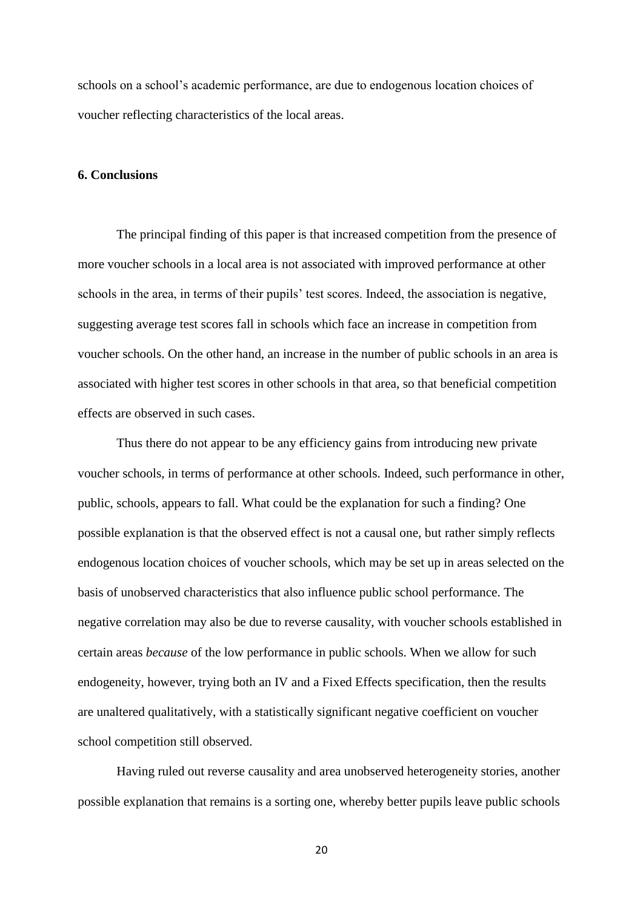schools on a school's academic performance, are due to endogenous location choices of voucher reflecting characteristics of the local areas.

## 6. Conclusions

The principal finding of this paper is that increased competition from the presence of more voucher schools in a local area is not associated with improved performance at other schools in the area, in terms of their pupils' test scores. Indeed, the association is negative, suggesting average test scores fall in schools which face an increase in competition from voucher schools. On the other hand, an increase in the number of public schools in an area is associated with higher test scores in other schools in that area, so that beneficial competition effects are observed in such cases.

Thus there do not appear to be any efficiency gains from introducing new private voucher schools, in terms of performance at other schools. Indeed, such performance in other, public, schools, appears to fall. What could be the explanation for such a finding? One possible explanation is that the observed effect is not a causal one, but rather simply reflects endogenous location choices of voucher schools, which may be set up in areas selected on the basis of unobserved characteristics that also influence public school performance. The negative correlation may also be due to reverse causality, with voucher schools established in certain areas *because* of the low performance in public schools. When we allow for such endogeneity, however, trying both an IV and a Fixed Effects specification, then the results are unaltered qualitatively, with a statistically significant negative coefficient on voucher school competition still observed.

Having ruled out reverse causality and area unobserved heterogeneity stories, another possible explanation that remains is a sorting one, whereby better pupils leave public schools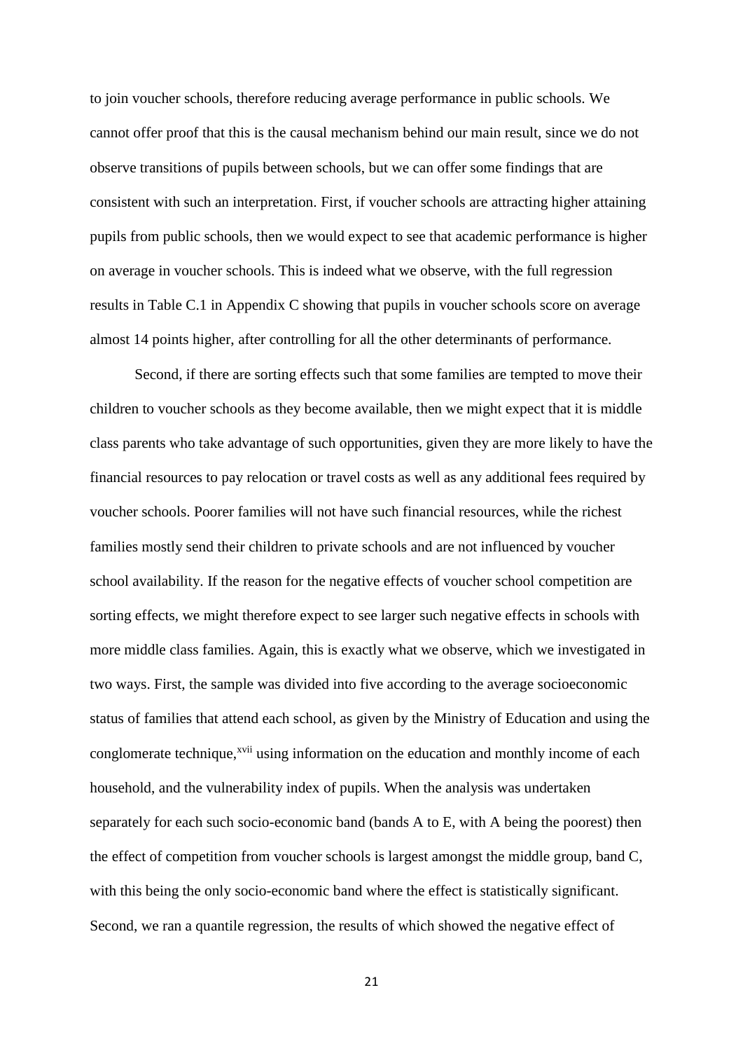to join voucher schools, therefore reducing average performance in public schools. We cannot offer proof that this is the causal mechanism behind our main result, since we do not observe transitions of pupils between schools, but we can offer some findings that are consistent with such an interpretation. First, if voucher schools are attracting higher attaining pupils from public schools, then we would expect to see that academic performance is higher on average in voucher schools. This is indeed what we observe, with the full regression results in Table C.1 in Appendix C showing that pupils in voucher schools score on average almost 14 points higher, after controlling for all the other determinants of performance.

Second, if there are sorting effects such that some families are tempted to move their children to voucher schools as they become available, then we might expect that it is middle class parents who take advantage of such opportunities, given they are more likely to have the financial resources to pay relocation or travel costs as well as any additional fees required by voucher schools. Poorer families will not have such financial resources, while the richest families mostly send their children to private schools and are not influenced by voucher school availability. If the reason for the negative effects of voucher school competition are sorting effects, we might therefore expect to see larger such negative effects in schools with more middle class families. Again, this is exactly what we observe, which we investigated in two ways. First, the sample was divided into five according to the average socioeconomic status of families that attend each school, as given by the Ministry of Education and using the conglomerate technique,[xvii] using information on the education and monthly income of each household, and the vulnerability index of pupils. When the analysis was undertaken separately for each such socio-economic band (bands A to E, with A being the poorest) then the effect of competition from voucher schools is largest amongst the middle group, band C, with this being the only socio-economic band where the effect is statistically significant. Second, we ran a quantile regression, the results of which showed the negative effect of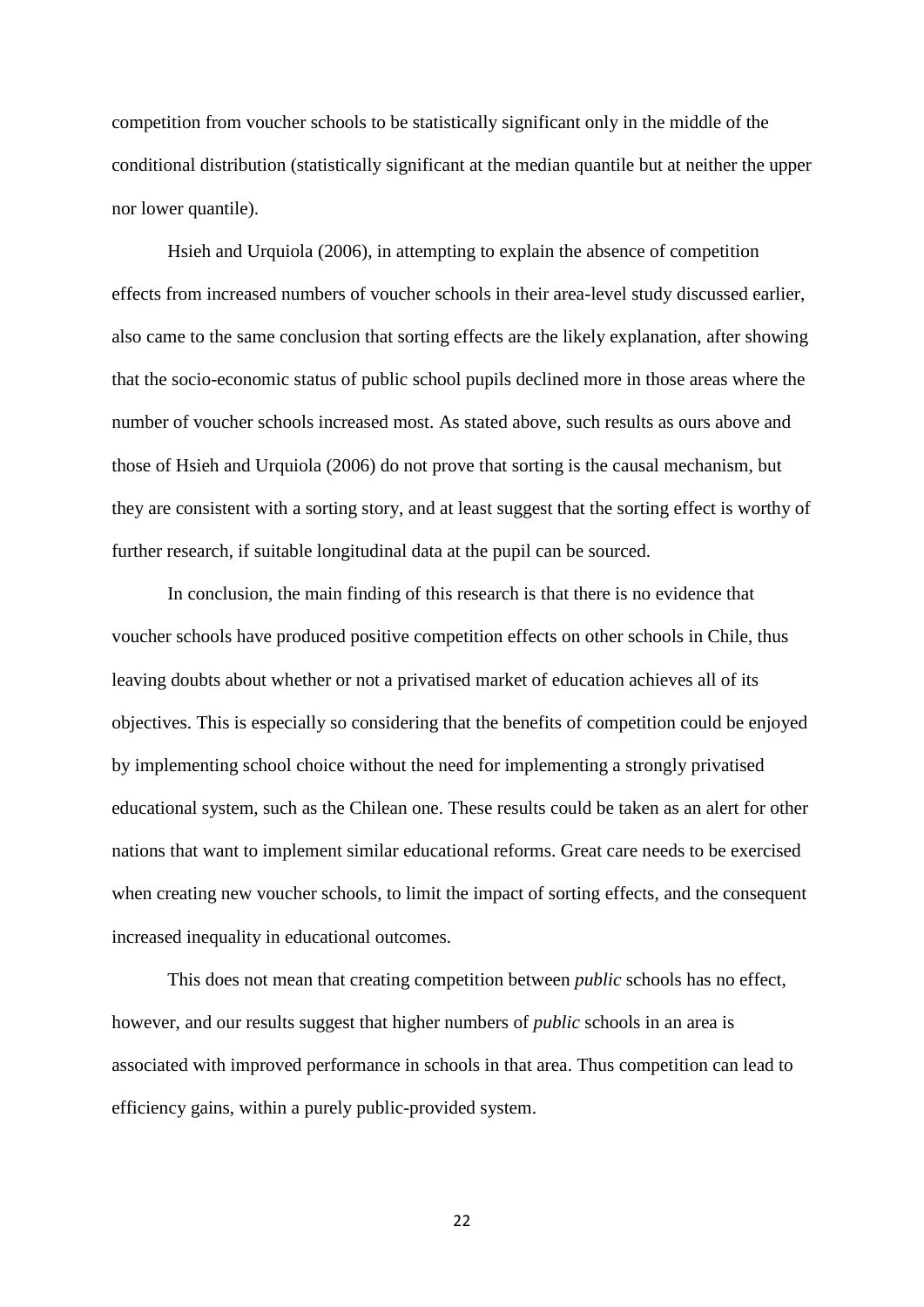competition from voucher schools to be statistically significant only in the middle of the conditional distribution (statistically significant at the median quantile but at neither the upper nor lower quantile).

Hsieh and Urquiola (2006), in attempting to explain the absence of competition effects from increased numbers of voucher schools in their area-level study discussed earlier, also came to the same conclusion that sorting effects are the likely explanation, after showing that the socio-economic status of public school pupils declined more in those areas where the number of voucher schools increased most. As stated above, such results as ours above and those of Hsieh and Urquiola (2006) do not prove that sorting is the causal mechanism, but they are consistent with a sorting story, and at least suggest that the sorting effect is worthy of further research, if suitable longitudinal data at the pupil can be sourced.

In conclusion, the main finding of this research is that there is no evidence that voucher schools have produced positive competition effects on other schools in Chile, thus leaving doubts about whether or not a privatised market of education achieves all of its objectives. This is especially so considering that the benefits of competition could be enjoyed by implementing school choice without the need for implementing a strongly privatised educational system, such as the Chilean one. These results could be taken as an alert for other nations that want to implement similar educational reforms. Great care needs to be exercised when creating new voucher schools, to limit the impact of sorting effects, and the consequent increased inequality in educational outcomes.

This does not mean that creating competition between *public* schools has no effect, however, and our results suggest that higher numbers of *public* schools in an area is associated with improved performance in schools in that area. Thus competition can lead to efficiency gains, within a purely public-provided system.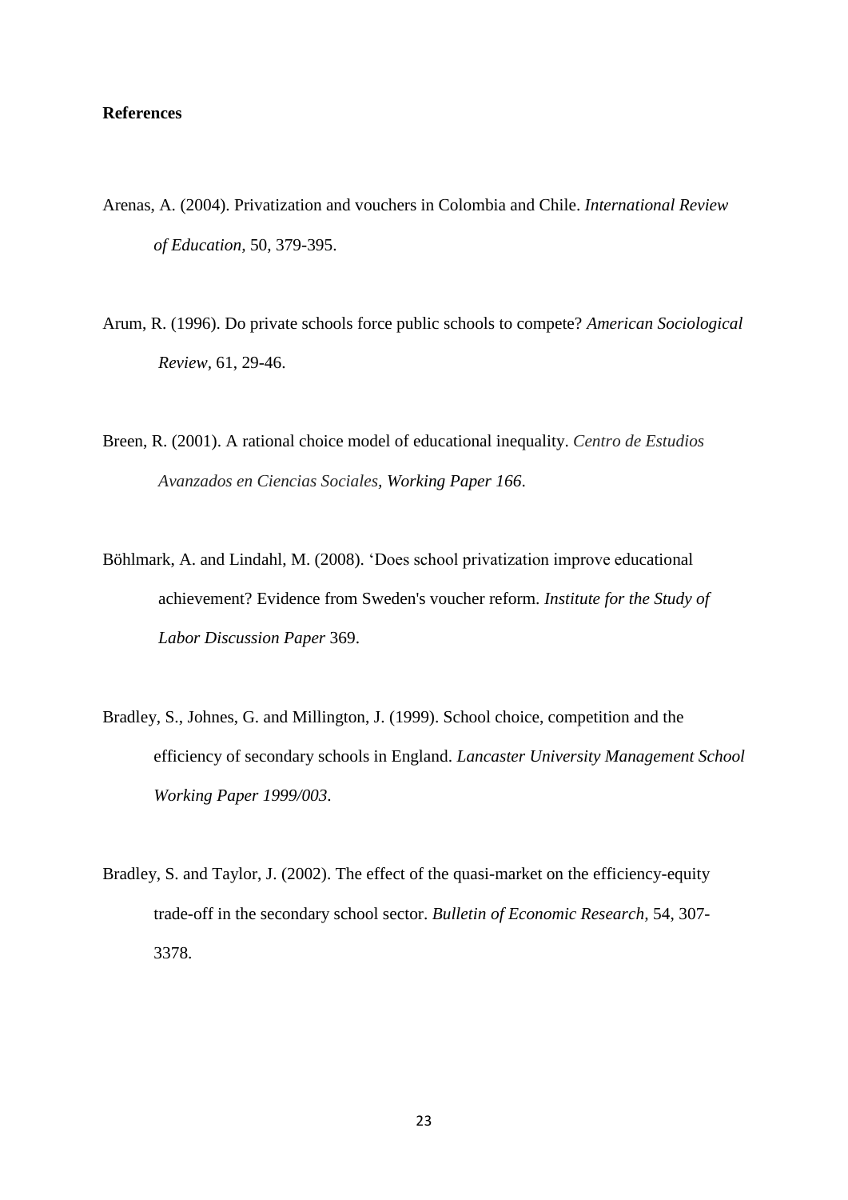**References**

Arenas, A. (2004). Privatization and vouchers in Colombia and Chile. *International Review of Education,* 50, 379-395.

Arum, R. (1996). Do private schools force public schools to compete? *American Sociological Review,* 61, 29-46.

Breen, R. (2001). A rational choice model of educational inequality. *Centro de Estudios Avanzados en Ciencias Sociales, Working Paper 166*.

Böhlmark, A. and Lindahl, M. (2008). 'Does school privatization improve educational achievement? Evidence from Sweden's voucher reform. *Institute for the Study of Labor Discussion Paper* 369.

Bradley, S., Johnes, G. and Millington, J. (1999). School choice, competition and the efficiency of secondary schools in England. *Lancaster University Management School Working Paper 1999/003*.

Bradley, S. and Taylor, J. (2002). The effect of the quasi-market on the efficiency-equity trade-off in the secondary school sector. *Bulletin of Economic Research,* 54, 307-3378.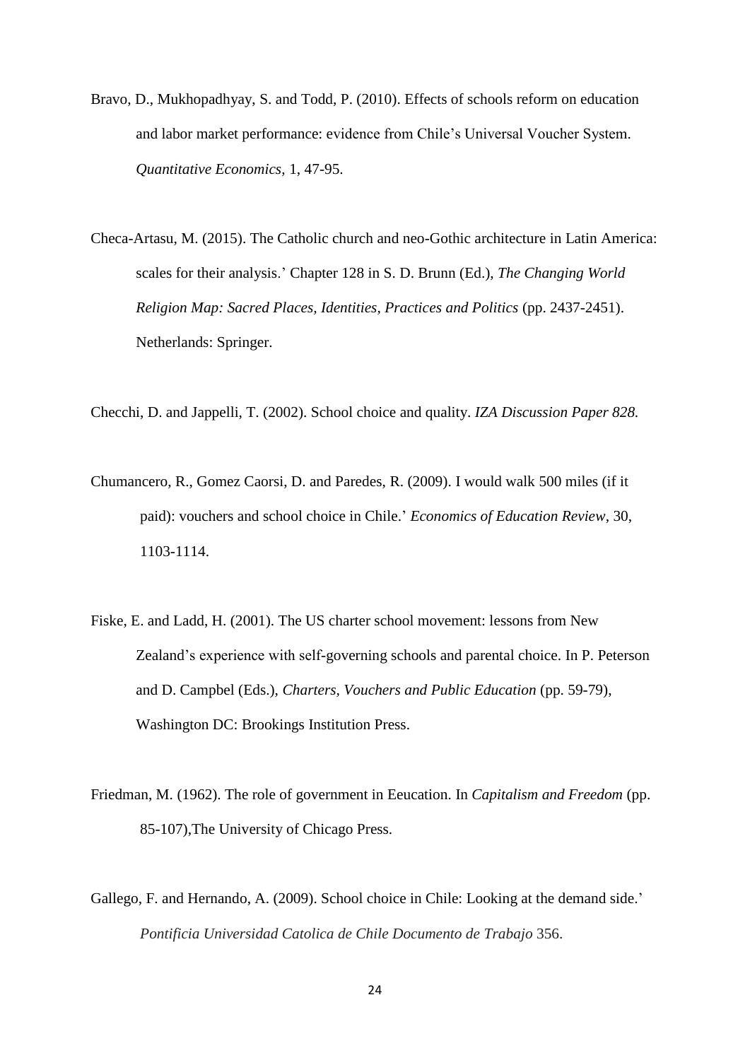Bravo, D., Mukhopadhyay, S. and Todd, P. (2010). Effects of schools reform on education and labor market performance: evidence from Chile's Universal Voucher System. *Quantitative Economics*, 1, 47-95.

Checa-Artasu, M. (2015). The Catholic church and neo-Gothic architecture in Latin America: scales for their analysis.' Chapter 128 in S. D. Brunn (Ed.), *The Changing World Religion Map: Sacred Places, Identities, Practices and Politics* (pp. 2437-2451). Netherlands: Springer.

Checchi, D. and Jappelli, T. (2002). School choice and quality. *IZA Discussion Paper 828.*

Chumancero, R., Gomez Caorsi, D. and Paredes, R. (2009). I would walk 500 miles (if it paid): vouchers and school choice in Chile.' *Economics of Education Review*, 30, 1103-1114.

Fiske, E. and Ladd, H. (2001). The US charter school movement: lessons from New Zealand's experience with self-governing schools and parental choice. In P. Peterson and D. Campbel (Eds.), *Charters, Vouchers and Public Education* (pp. 59-79), Washington DC: Brookings Institution Press.

Friedman, M. (1962). The role of government in Eeucation. In *Capitalism and Freedom* (pp. 85-107),The University of Chicago Press.

Gallego, F. and Hernando, A. (2009). School choice in Chile: Looking at the demand side.' *Pontificia Universidad Catolica de Chile Documento de Trabajo* 356.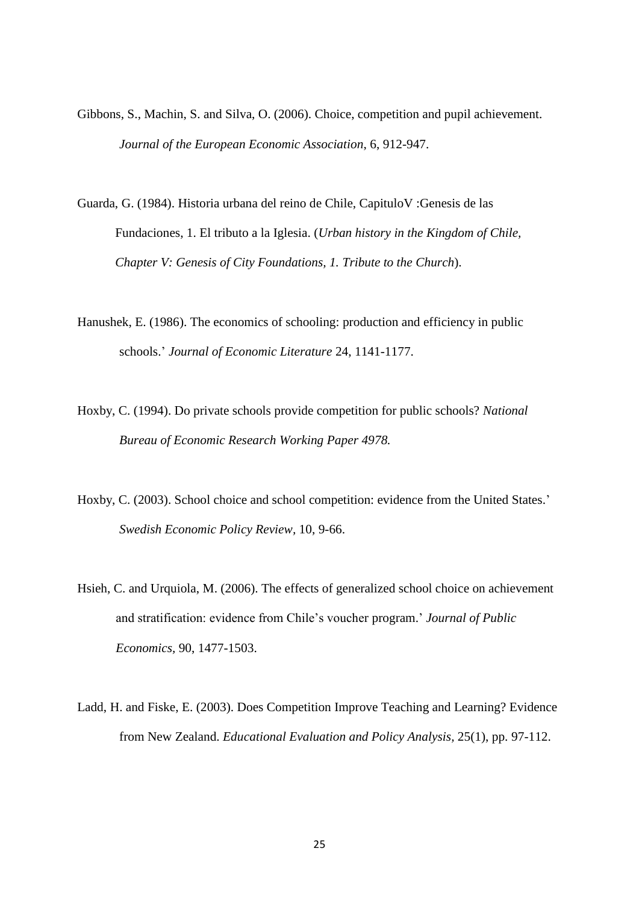Gibbons, S., Machin, S. and Silva, O. (2006). Choice, competition and pupil achievement. *Journal of the European Economic Association*, 6, 912-947.

Guarda, G. (1984). Historia urbana del reino de Chile, CapituloV :Genesis de las Fundaciones, 1. El tributo a la Iglesia. (*Urban history in the Kingdom of Chile, Chapter V: Genesis of City Foundations, 1. Tribute to the Church*).

Hanushek, E. (1986). The economics of schooling: production and efficiency in public schools.' *Journal of Economic Literature* 24, 1141-1177.

Hoxby, C. (1994). Do private schools provide competition for public schools? *National Bureau of Economic Research Working Paper 4978.*

Hoxby, C. (2003). School choice and school competition: evidence from the United States.' *Swedish Economic Policy Review*, 10, 9-66.

Hsieh, C. and Urquiola, M. (2006). The effects of generalized school choice on achievement and stratification: evidence from Chile's voucher program.' *Journal of Public Economics*, 90, 1477-1503.

Ladd, H. and Fiske, E. (2003). Does Competition Improve Teaching and Learning? Evidence from New Zealand. *Educational Evaluation and Policy Analysis*, 25(1), pp. 97-112.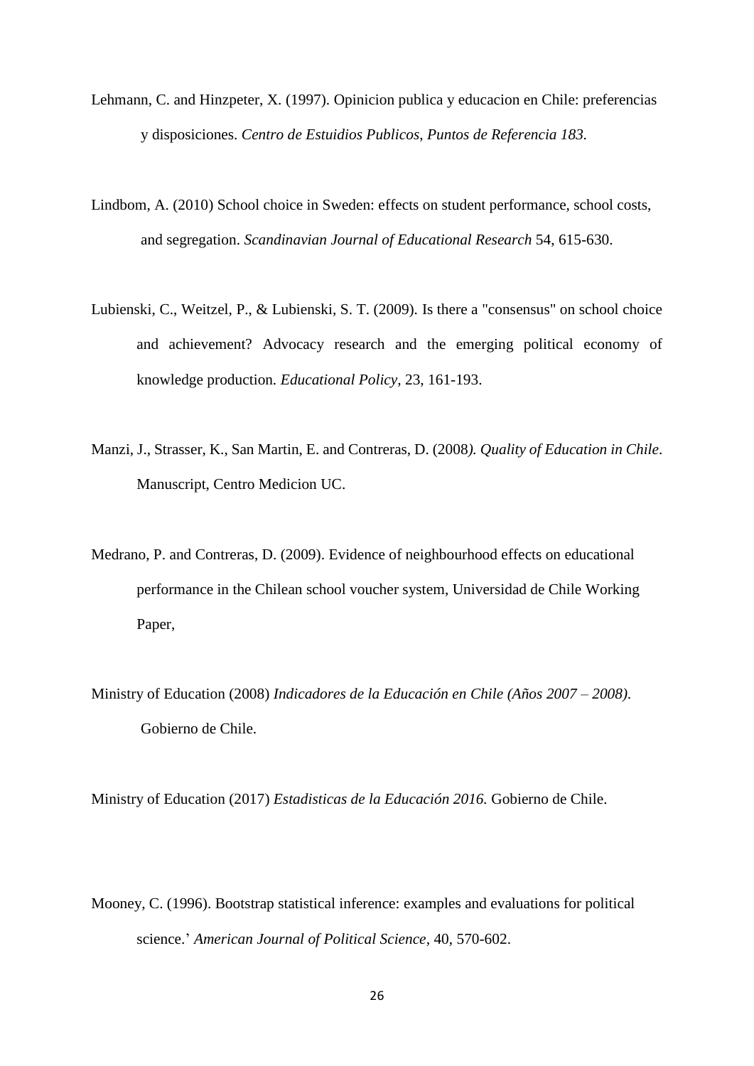Lehmann, C. and Hinzpeter, X. (1997). Opinicion publica y educacion en Chile: preferencias y disposiciones. *Centro de Estuidios Publicos, Puntos de Referencia 183*.

Lindbom, A. (2010) School choice in Sweden: effects on student performance, school costs, and segregation. *Scandinavian Journal of Educational Research* 54, 615-630.

Lubienski, C., Weitzel, P., & Lubienski, S. T. (2009). Is there a "consensus" on school choice and achievement? Advocacy research and the emerging political economy of knowledge production. *Educational Policy,* 23, 161-193.

Manzi, J., Strasser, K., San Martin, E. and Contreras, D. (2008*). Quality of Education in Chile*. Manuscript, Centro Medicion UC.

Medrano, P. and Contreras, D. (2009). Evidence of neighbourhood effects on educational performance in the Chilean school voucher system, Universidad de Chile Working Paper,

Ministry of Education (2008) *Indicadores de la Educación en Chile (Años 2007 – 2008).* Gobierno de Chile.

Ministry of Education (2017) *Estadisticas de la Educación 2016.* Gobierno de Chile.

Mooney, C. (1996). Bootstrap statistical inference: examples and evaluations for political science.' *American Journal of Political Science,* 40, 570-602.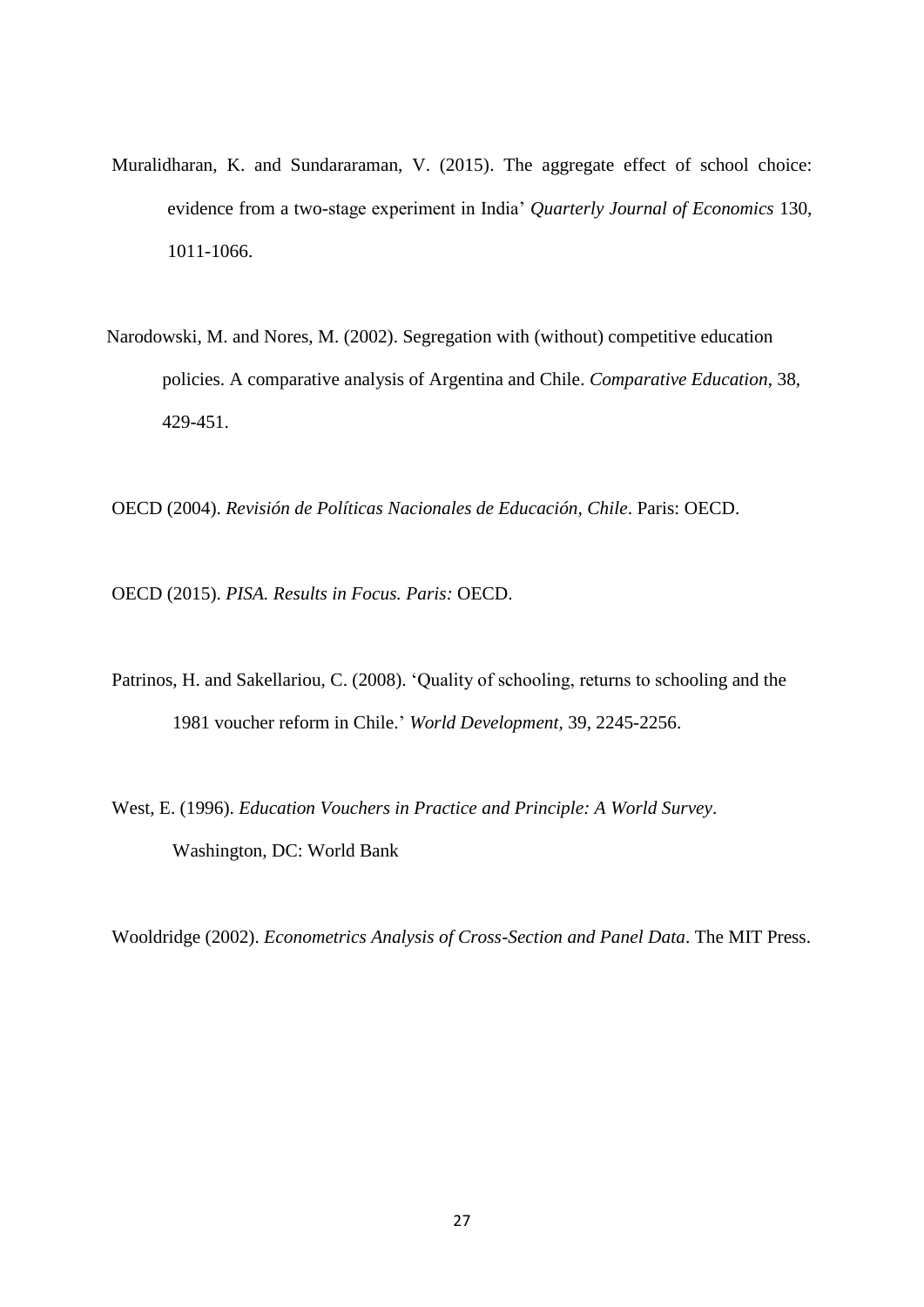Muralidharan, K. and Sundararaman, V. (2015). The aggregate effect of school choice: evidence from a two-stage experiment in India' *Quarterly Journal of Economics* 130, 1011-1066.

Narodowski, M. and Nores, M. (2002). Segregation with (without) competitive education policies. A comparative analysis of Argentina and Chile. *Comparative Education*, 38, 429-451.

OECD (2004). *Revisión de Políticas Nacionales de Educación, Chile*. Paris: OECD.

OECD (2015). *PISA. Results in Focus. Paris:* OECD.

Patrinos, H. and Sakellariou, C. (2008). 'Quality of schooling, returns to schooling and the 1981 voucher reform in Chile.' *World Development*, 39, 2245-2256.

West, E. (1996). *Education Vouchers in Practice and Principle: A World Survey*. Washington, DC: World Bank

Wooldridge (2002). *Econometrics Analysis of Cross-Section and Panel Data*. The MIT Press.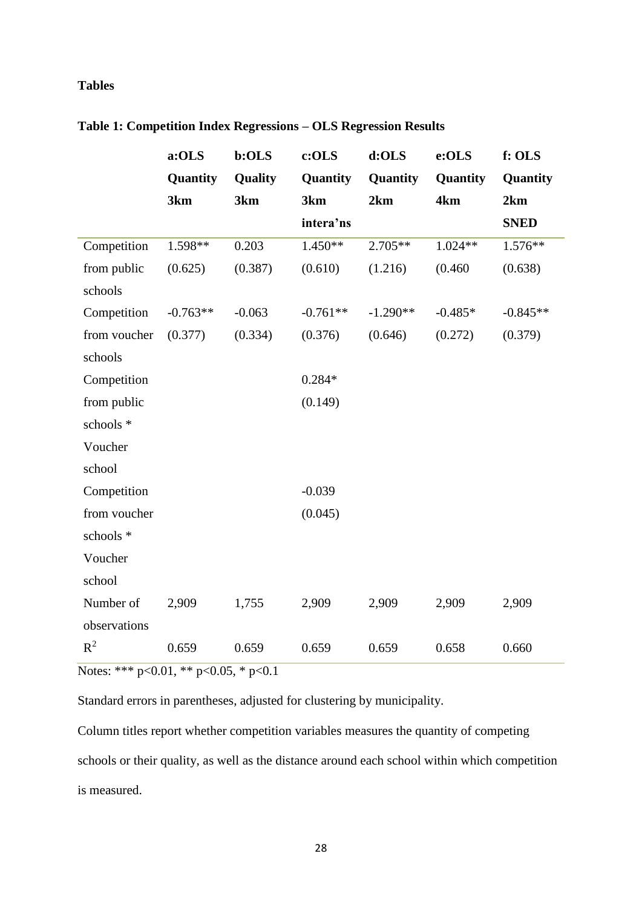## Tables

**Table 1: Competition Index Regressions – OLS Regression Results**

| | a:OLS Quantity 3km | b:OLS Quality 3km | c:OLS Quantity 3km intera'ns | d:OLS Quantity 2km | e:OLS Quantity 4km | f: OLS Quantity 2km SNED |
|---|---|---|---|---|---|---|
| Competition from public schools | 1.598** (0.625) | 0.203 (0.387) | 1.450** (0.610) | 2.705** (1.216) | 1.024** (0.460 | 1.576** (0.638) |
| Competition from voucher schools | -0.763** (0.377) | -0.063 (0.334) | -0.761** (0.376) | -1.290** (0.646) | -0.485* (0.272) | -0.845** (0.379) |
| Competition from public schools * Voucher school | | | 0.284* (0.149) | | | |
| Competition from voucher schools * Voucher school | | | -0.039 (0.045) | | | |
| Number of observations | 2,909 | 1,755 | 2,909 | 2,909 | 2,909 | 2,909 |
| $R^2$ | 0.659 | 0.659 | 0.659 | 0.659 | 0.658 | 0.660 |

Notes: *** p<0.01, ** p<0.05, * p<0.1

Standard errors in parentheses, adjusted for clustering by municipality.

Column titles report whether competition variables measures the quantity of competing schools or their quality, as well as the distance around each school within which competition is measured.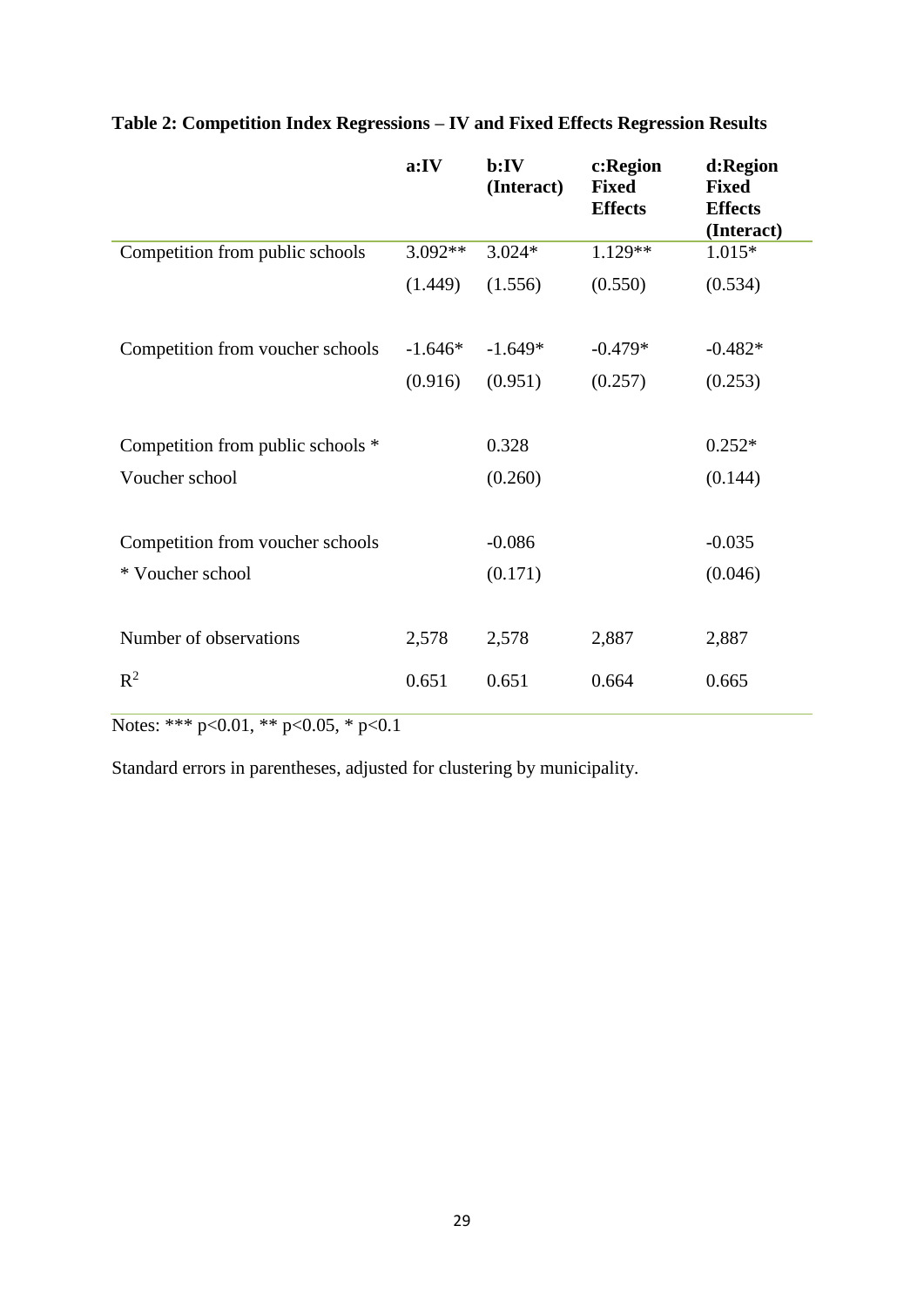**Table 2: Competition Index Regressions – IV and Fixed Effects Regression Results**

| | a:IV | b:IV (Interact) | c:Region Fixed Effects | d:Region Fixed Effects (Interact) |
|---|---|---|---|---|
| Competition from public schools | 3.092** | 3.024* | 1.129** | 1.015* |
| | (1.449) | (1.556) | (0.550) | (0.534) |
| Competition from voucher schools | -1.646* | -1.649* | -0.479* | -0.482* |
| | (0.916) | (0.951) | (0.257) | (0.253) |
| Competition from public schools * Voucher school | | 0.328 | | 0.252* |
| | | (0.260) | | (0.144) |
| Competition from voucher schools * Voucher school | | -0.086 | | -0.035 |
| | | (0.171) | | (0.046) |
| Number of observations | 2,578 | 2,578 | 2,887 | 2,887 |
| $R^2$ | 0.651 | 0.651 | 0.664 | 0.665 |

Notes: *** p<0.01, ** p<0.05, * p<0.1

Standard errors in parentheses, adjusted for clustering by municipality.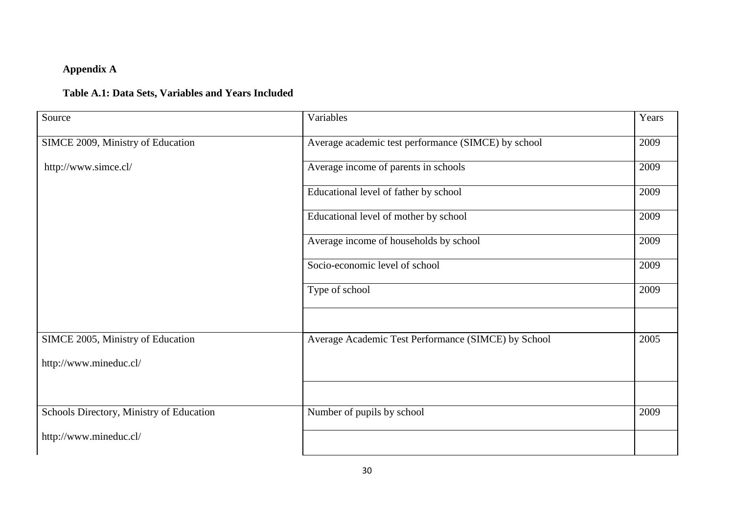**Appendix A**

**Table A.1: Data Sets, Variables and Years Included**

| Source | Variables | Years |
|---|---|---|
| SIMCE 2009, Ministry of Education | Average academic test performance (SIMCE) by school | 2009 |
| http://www.simce.cl/ | Average income of parents in schools | 2009 |
| | Educational level of father by school | 2009 |
| | Educational level of mother by school | 2009 |
| | Average income of households by school | 2009 |
| | Socio-economic level of school | 2009 |
| | Type of school | 2009 |
| | | |
| SIMCE 2005, Ministry of Education<br>http://www.mineduc.cl/ | Average Academic Test Performance (SIMCE) by School | 2005 |
| | | |
| Schools Directory, Ministry of Education | Number of pupils by school | 2009 |
| http://www.mineduc.cl/ | | |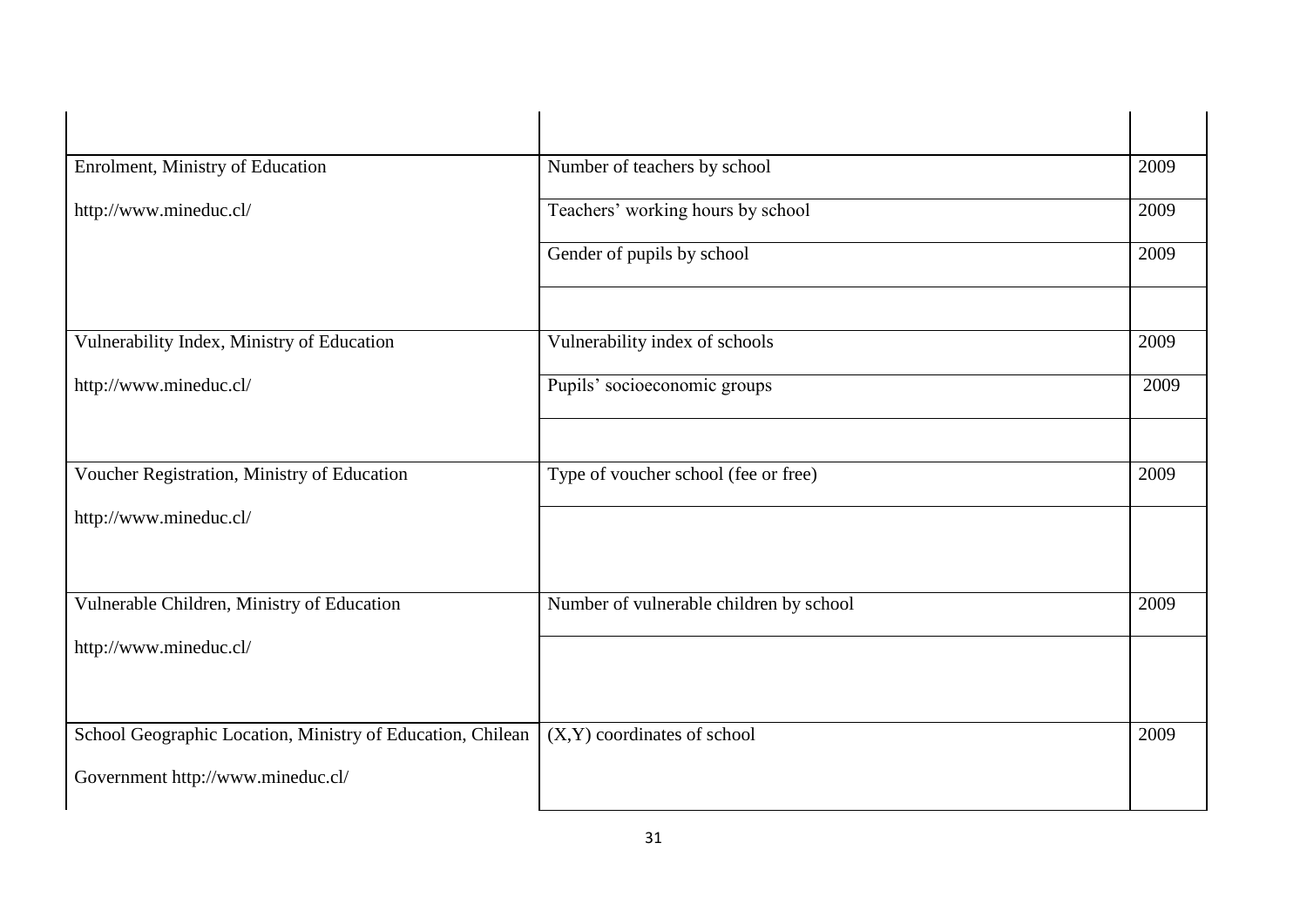| | | |
|---|---|---|
| Enrolment, Ministry of Education | Number of teachers by school | 2009 |
| http://www.mineduc.cl/ | Teachers' working hours by school | 2009 |
| | Gender of pupils by school | 2009 |
| | | |
| Vulnerability Index, Ministry of Education | Vulnerability index of schools | 2009 |
| http://www.mineduc.cl/ | Pupils' socioeconomic groups | 2009 |
| | | |
| Voucher Registration, Ministry of Education | Type of voucher school (fee or free) | 2009 |
| http://www.mineduc.cl/ | | |
| Vulnerable Children, Ministry of Education | Number of vulnerable children by school | 2009 |
| http://www.mineduc.cl/ | | |
| School Geographic Location, Ministry of Education, Chilean Government http://www.mineduc.cl/ | (X,Y) coordinates of school | 2009 |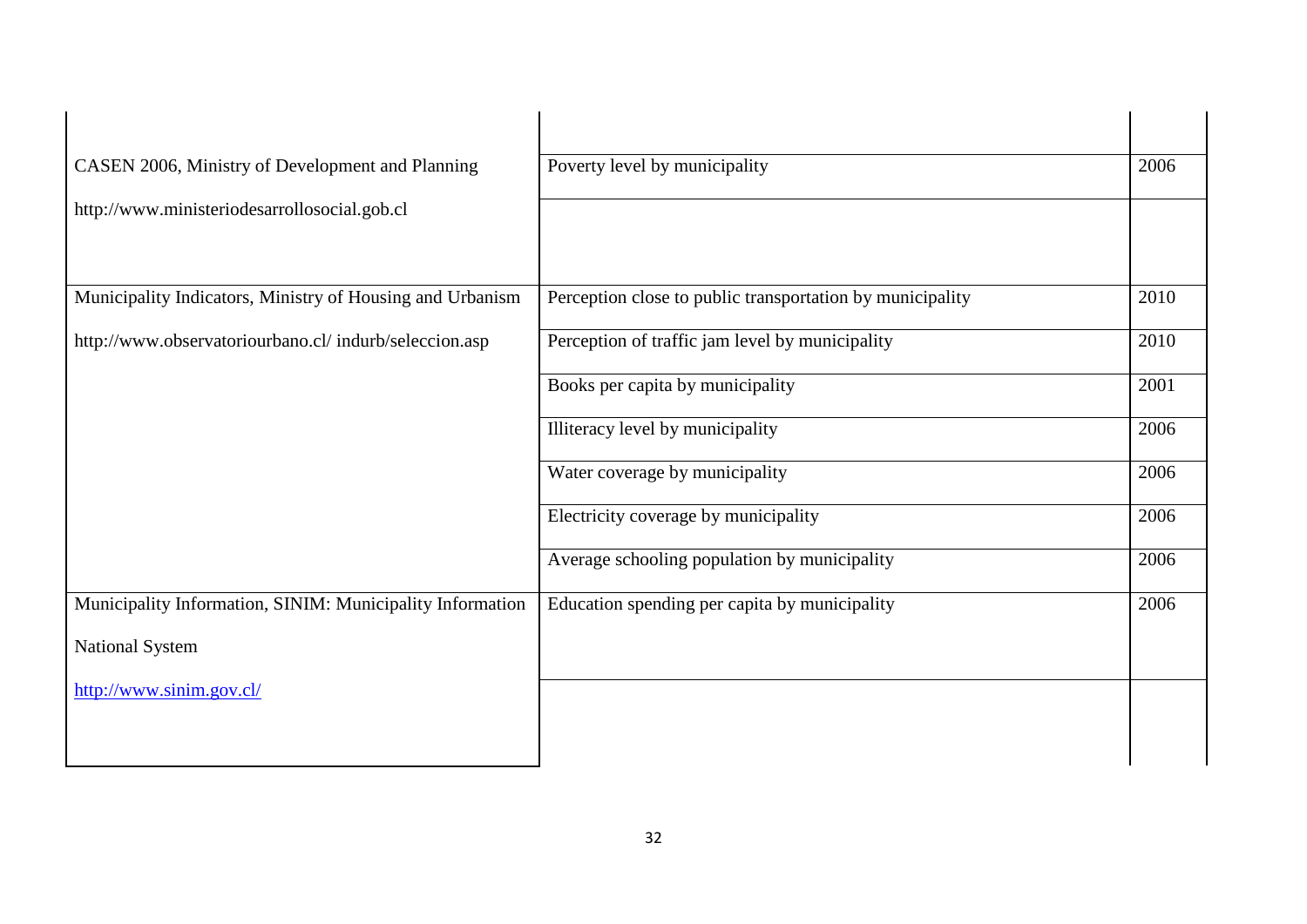| | | |
|---|---|---|
| CASEN 2006, Ministry of Development and Planning http://www.ministeriodesarrollosocial.gob.cl | Poverty level by municipality | 2006 |
| | | |
| Municipality Indicators, Ministry of Housing and Urbanism http://www.observatoriourbano.cl/ indurb/seleccion.asp | Perception close to public transportation by municipality | 2010 |
| | Perception of traffic jam level by municipality | 2010 |
| | Books per capita by municipality | 2001 |
| | Illiteracy level by municipality | 2006 |
| | Water coverage by municipality | 2006 |
| | Electricity coverage by municipality | 2006 |
| | Average schooling population by municipality | 2006 |
| Municipality Information, SINIM: Municipality Information National System http://www.sinim.gov.cl/ | Education spending per capita by municipality | 2006 |
| | | |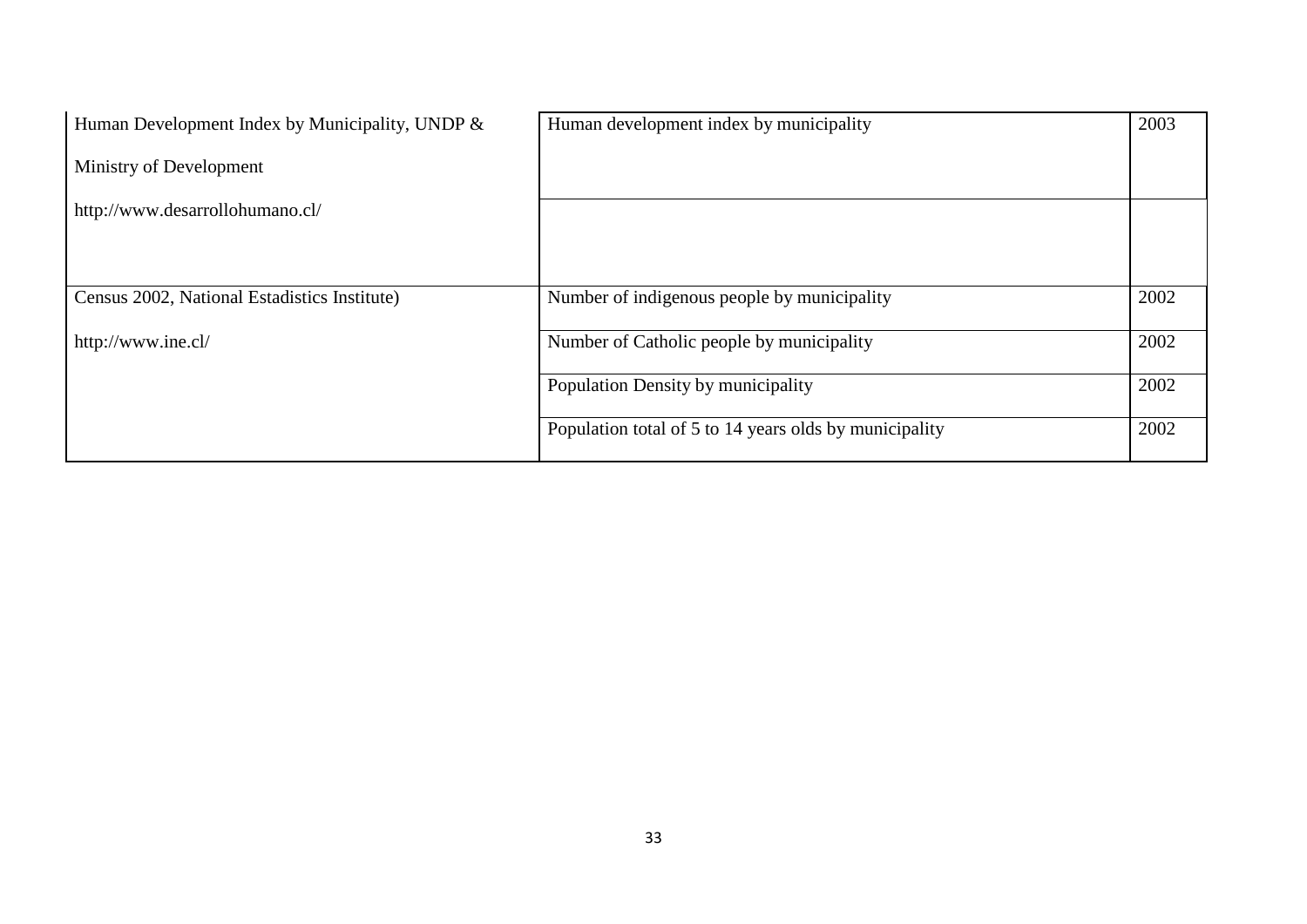| | | |
|---|---|---|
| Human Development Index by Municipality, UNDP & Ministry of Development http://www.desarrollohumano.cl/ | Human development index by municipality | 2003 |
| | | |
| Census 2002, National Estadistics Institute) http://www.ine.cl/ | Number of indigenous people by municipality | 2002 |
| | Number of Catholic people by municipality | 2002 |
| | Population Density by municipality | 2002 |
| | Population total of 5 to 14 years olds by municipality | 2002 |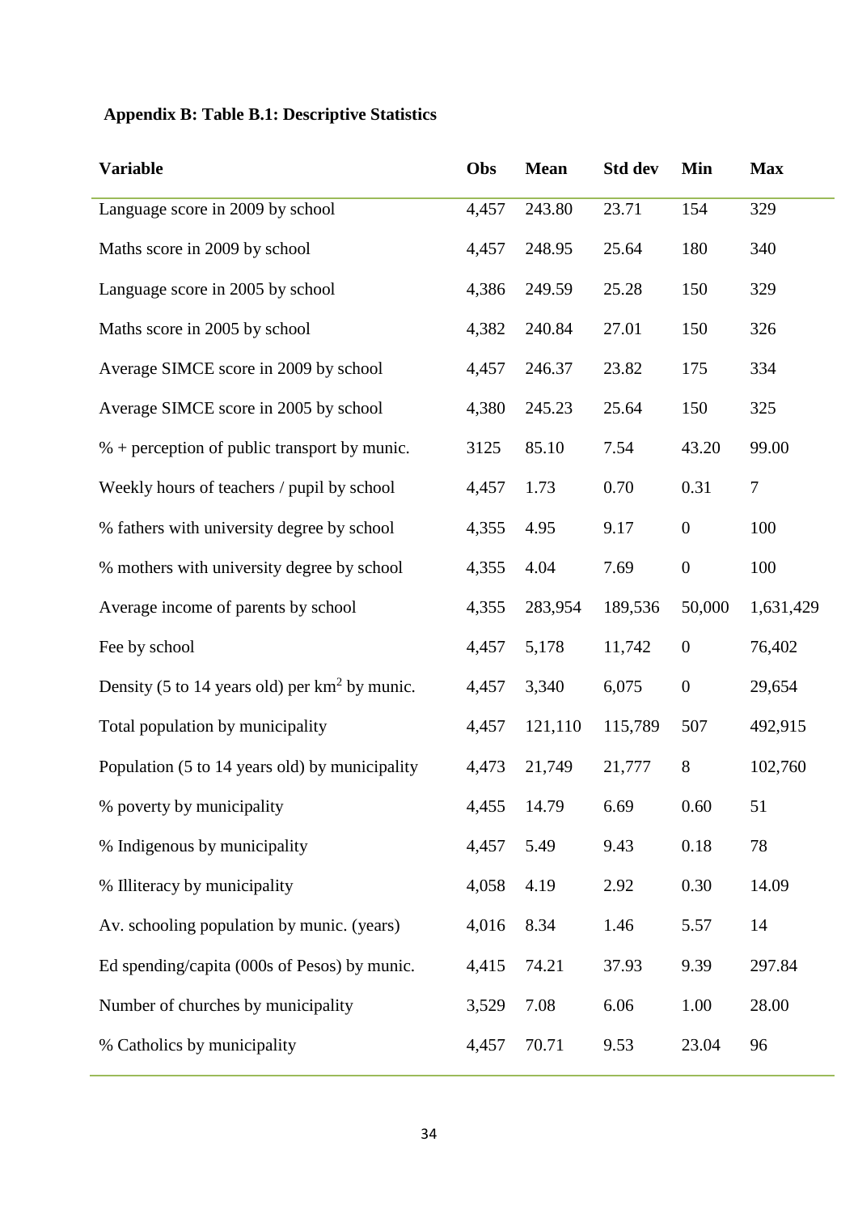**Appendix B: Table B.1: Descriptive Statistics**

| Variable | Obs | Mean | Std dev | Min | Max |
|---|---|---|---|---|---|
| Language score in 2009 by school | 4,457 | 243.80 | 23.71 | 154 | 329 |
| Maths score in 2009 by school | 4,457 | 248.95 | 25.64 | 180 | 340 |
| Language score in 2005 by school | 4,386 | 249.59 | 25.28 | 150 | 329 |
| Maths score in 2005 by school | 4,382 | 240.84 | 27.01 | 150 | 326 |
| Average SIMCE score in 2009 by school | 4,457 | 246.37 | 23.82 | 175 | 334 |
| Average SIMCE score in 2005 by school | 4,380 | 245.23 | 25.64 | 150 | 325 |
| % + perception of public transport by munic. | 3125 | 85.10 | 7.54 | 43.20 | 99.00 |
| Weekly hours of teachers / pupil by school | 4,457 | 1.73 | 0.70 | 0.31 | 7 |
| % fathers with university degree by school | 4,355 | 4.95 | 9.17 | 0 | 100 |
| % mothers with university degree by school | 4,355 | 4.04 | 7.69 | 0 | 100 |
| Average income of parents by school | 4,355 | 283,954 | 189,536 | 50,000 | 1,631,429 |
| Fee by school | 4,457 | 5,178 | 11,742 | 0 | 76,402 |
| Density (5 to 14 years old) per km$^2$ by munic. | 4,457 | 3,340 | 6,075 | 0 | 29,654 |
| Total population by municipality | 4,457 | 121,110 | 115,789 | 507 | 492,915 |
| Population (5 to 14 years old) by municipality | 4,473 | 21,749 | 21,777 | 8 | 102,760 |
| % poverty by municipality | 4,455 | 14.79 | 6.69 | 0.60 | 51 |
| % Indigenous by municipality | 4,457 | 5.49 | 9.43 | 0.18 | 78 |
| % Illiteracy by municipality | 4,058 | 4.19 | 2.92 | 0.30 | 14.09 |
| Av. schooling population by munic. (years) | 4,016 | 8.34 | 1.46 | 5.57 | 14 |
| Ed spending/capita (000s of Pesos) by munic. | 4,415 | 74.21 | 37.93 | 9.39 | 297.84 |
| Number of churches by municipality | 3,529 | 7.08 | 6.06 | 1.00 | 28.00 |
| % Catholics by municipality | 4,457 | 70.71 | 9.53 | 23.04 | 96 |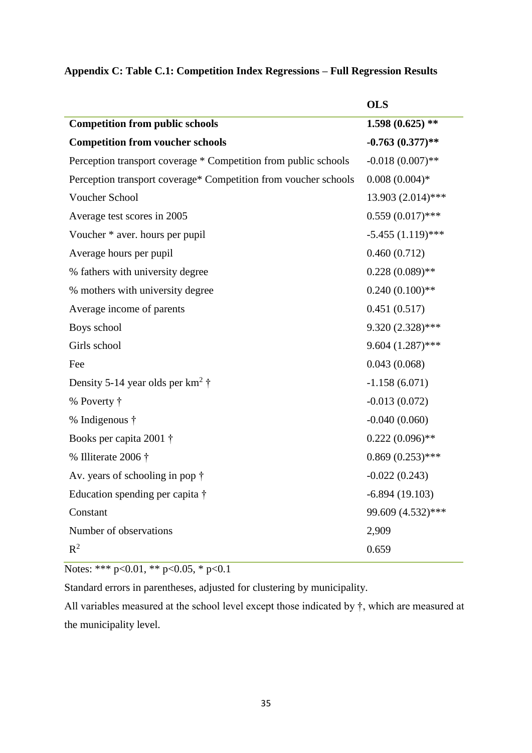**Appendix C: Table C.1: Competition Index Regressions – Full Regression Results**

| | **OLS** |
|---|---|
| **Competition from public schools** | **1.598 (0.625) ** ** |
| **Competition from voucher schools** | **-0.763 (0.377)** ** |
| Perception transport coverage * Competition from public schools | -0.018 (0.007)** |
| Perception transport coverage* Competition from voucher schools | 0.008 (0.004)* |
| Voucher School | 13.903 (2.014)*** |
| Average test scores in 2005 | 0.559 (0.017)*** |
| Voucher * aver. hours per pupil | -5.455 (1.119)*** |
| Average hours per pupil | 0.460 (0.712) |
| % fathers with university degree | 0.228 (0.089)** |
| % mothers with university degree | 0.240 (0.100)** |
| Average income of parents | 0.451 (0.517) |
| Boys school | 9.320 (2.328)*** |
| Girls school | 9.604 (1.287)*** |
| Fee | 0.043 (0.068) |
| Density 5-14 year olds per km$^2$ † | -1.158 (6.071) |
| % Poverty † | -0.013 (0.072) |
| % Indigenous † | -0.040 (0.060) |
| Books per capita 2001 † | 0.222 (0.096)** |
| % Illiterate 2006 † | 0.869 (0.253)*** |
| Av. years of schooling in pop † | -0.022 (0.243) |
| Education spending per capita † | -6.894 (19.103) |
| Constant | 99.609 (4.532)*** |
| Number of observations | 2,909 |
| $R^2$ | 0.659 |

Notes: *** $p<0.01$, ** $p<0.05$, * $p<0.1$

Standard errors in parentheses, adjusted for clustering by municipality.

All variables measured at the school level except those indicated by †, which are measured at the municipality level.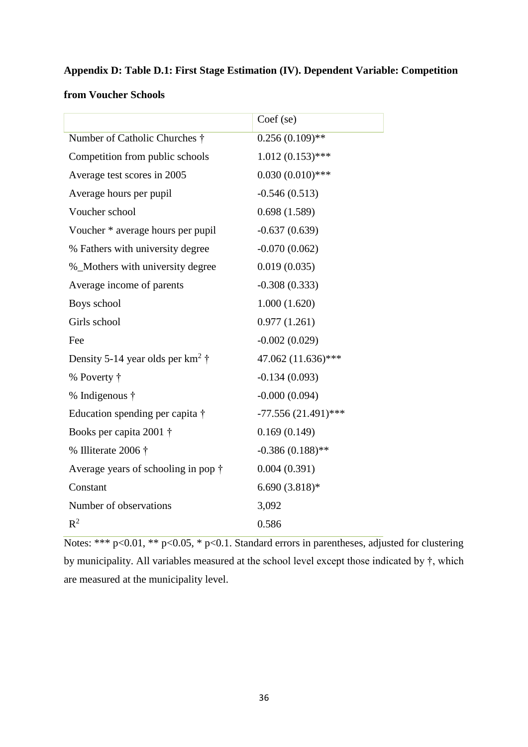**Appendix D: Table D.1: First Stage Estimation (IV). Dependent Variable: Competition from Voucher Schools**

| | Coef (se) |
|---|---|
| Number of Catholic Churches † | 0.256 (0.109)** |
| Competition from public schools | 1.012 (0.153)*** |
| Average test scores in 2005 | 0.030 (0.010)*** |
| Average hours per pupil | -0.546 (0.513) |
| Voucher school | 0.698 (1.589) |
| Voucher * average hours per pupil | -0.637 (0.639) |
| % Fathers with university degree | -0.070 (0.062) |
| %_Mothers with university degree | 0.019 (0.035) |
| Average income of parents | -0.308 (0.333) |
| Boys school | 1.000 (1.620) |
| Girls school | 0.977 (1.261) |
| Fee | -0.002 (0.029) |
| Density 5-14 year olds per km$^2$ † | 47.062 (11.636)*** |
| % Poverty † | -0.134 (0.093) |
| % Indigenous † | -0.000 (0.094) |
| Education spending per capita † | -77.556 (21.491)*** |
| Books per capita 2001 † | 0.169 (0.149) |
| % Illiterate 2006 † | -0.386 (0.188)** |
| Average years of schooling in pop † | 0.004 (0.391) |
| Constant | 6.690 (3.818)* |
| Number of observations | 3,092 |
| $R^2$ | 0.586 |

Notes: *** p<0.01, ** p<0.05, * p<0.1. Standard errors in parentheses, adjusted for clustering by municipality. All variables measured at the school level except those indicated by †, which are measured at the municipality level.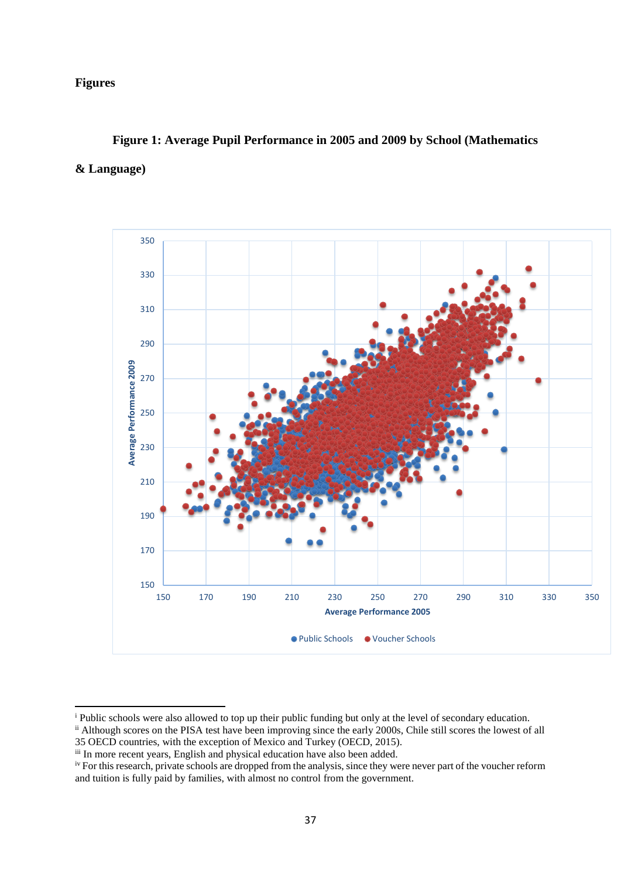# Figures

**Figure 1: Average Pupil Performance in 2005 and 2009 by School (Mathematics & Language)**

---

[i] Public schools were also allowed to top up their public funding but only at the level of secondary education.

[ii] Although scores on the PISA test have been improving since the early 2000s, Chile still scores the lowest of all 35 OECD countries, with the exception of Mexico and Turkey (OECD, 2015).

[iii] In more recent years, English and physical education have also been added.

[iv] For this research, private schools are dropped from the analysis, since they were never part of the voucher reform and tuition is fully paid by families, with almost no control from the government.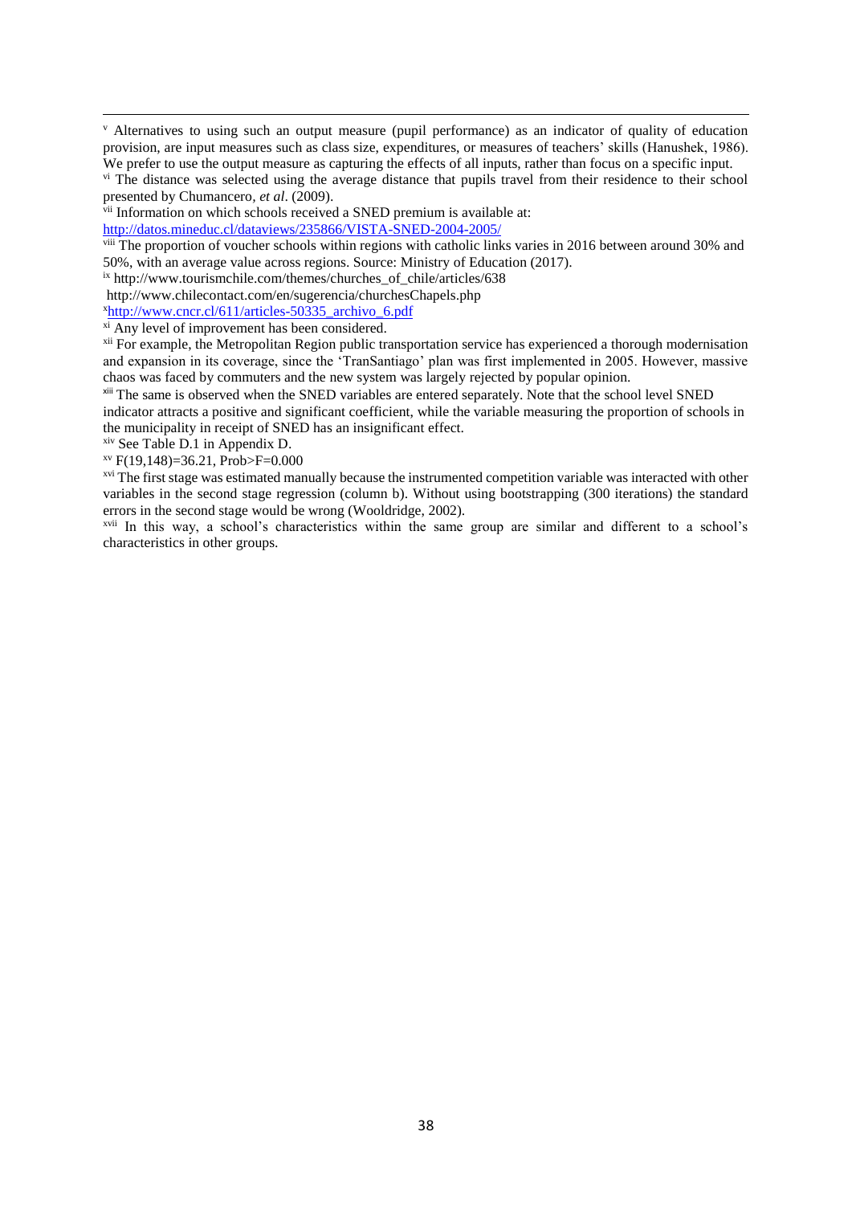[v] Alternatives to using such an output measure (pupil performance) as an indicator of quality of education provision, are input measures such as class size, expenditures, or measures of teachers' skills (Hanushek, 1986). We prefer to use the output measure as capturing the effects of all inputs, rather than focus on a specific input.

[vi] The distance was selected using the average distance that pupils travel from their residence to their school presented by Chumancero, *et al*. (2009).

[vii] Information on which schools received a SNED premium is available at:
http://datos.mineduc.cl/dataviews/235866/VISTA-SNED-2004-2005/

[viii] The proportion of voucher schools within regions with catholic links varies in 2016 between around 30% and 50%, with an average value across regions. Source: Ministry of Education (2017).

[ix] http://www.tourismchile.com/themes/churches_of_chile/articles/638
http://www.chilecontact.com/en/sugerencia/churchesChapels.php

[x] http://www.cncr.cl/611/articles-50335_archivo_6.pdf

[xi] Any level of improvement has been considered.

[xii] For example, the Metropolitan Region public transportation service has experienced a thorough modernisation and expansion in its coverage, since the 'TranSantiago' plan was first implemented in 2005. However, massive chaos was faced by commuters and the new system was largely rejected by popular opinion.

[xiii] The same is observed when the SNED variables are entered separately. Note that the school level SNED indicator attracts a positive and significant coefficient, while the variable measuring the proportion of schools in the municipality in receipt of SNED has an insignificant effect.

[xiv] See Table D.1 in Appendix D.

[xv] $F(19,148)=36.21$, $Prob>F=0.000$

[xvi] The first stage was estimated manually because the instrumented competition variable was interacted with other variables in the second stage regression (column b). Without using bootstrapping (300 iterations) the standard errors in the second stage would be wrong (Wooldridge, 2002).

[xvii] In this way, a school's characteristics within the same group are similar and different to a school's characteristics in other groups.